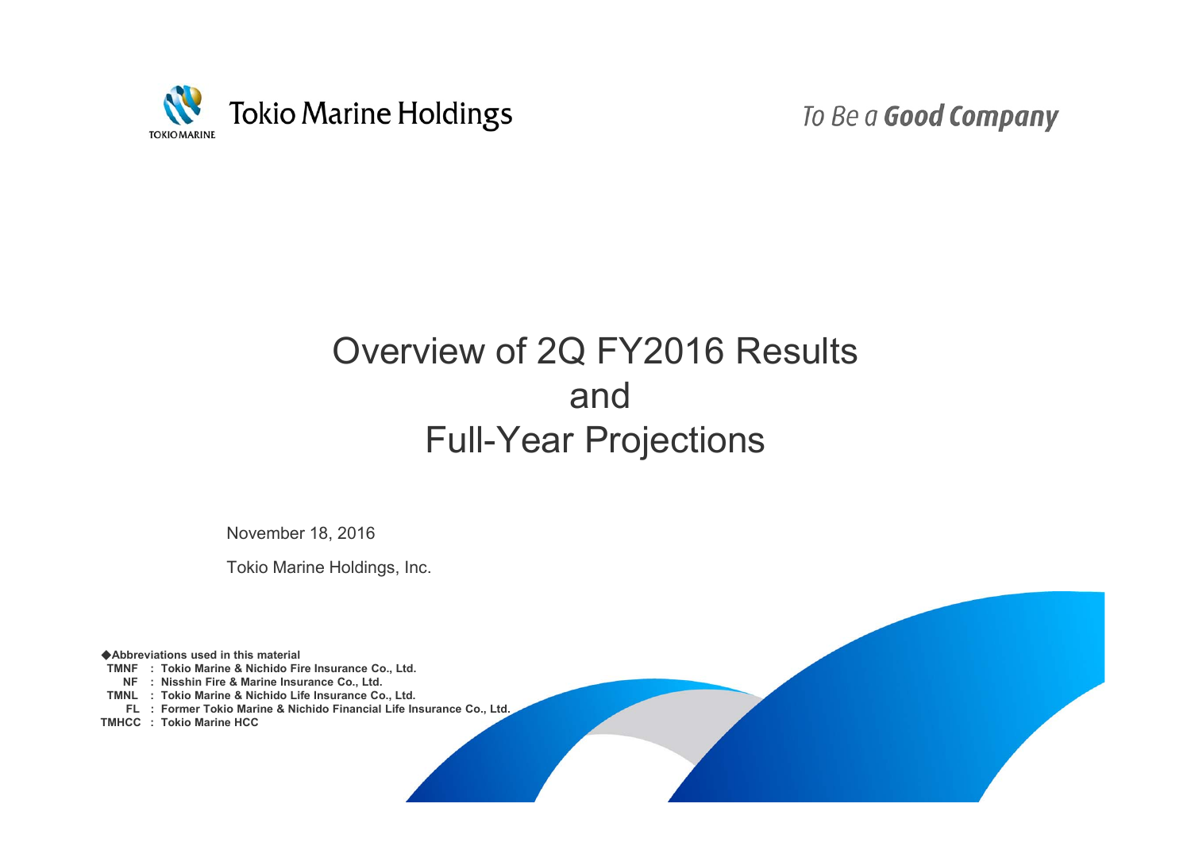Tokio Marine Holdings

To Be a **Good Company**

# Overview of 2Q FY2016 Results and Full-Year Projections

November 18, 2016

Tokio Marine Holdings, Inc.

**◆Abbreviations used in this material**

**TMNF : Tokio Marine & Nichido Fire Insurance Co., Ltd.**
**NF : Nisshin Fire & Marine Insurance Co., Ltd.**
**TMNL : Tokio Marine & Nichido Life Insurance Co., Ltd.**
**FL : Former Tokio Marine & Nichido Financial Life Insurance Co., Ltd.**
**TMHCC : Tokio Marine HCC**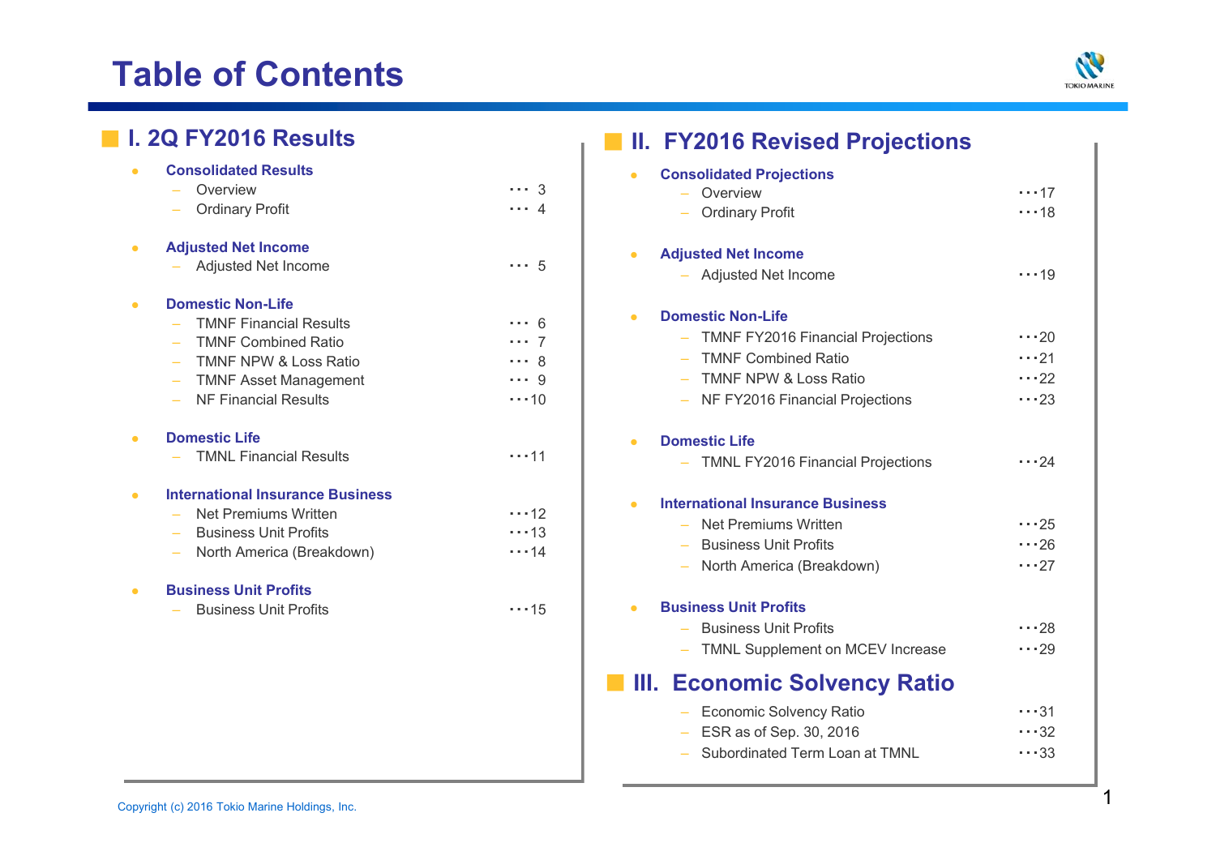# Table of Contents

## I. 2Q FY2016 Results

- **Consolidated Results**
  - Overview ･･･ 3
  - Ordinary Profit ･･･ 4
- **Adjusted Net Income**
  - Adjusted Net Income ･･･ 5
- **Domestic Non-Life**
  - TMNF Financial Results ･･･ 6
  - TMNF Combined Ratio ･･･ 7
  - TMNF NPW & Loss Ratio ･･･ 8
  - TMNF Asset Management ･･･ 9
  - NF Financial Results ･･･10
- **Domestic Life**
  - TMNL Financial Results ･･･11
- **International Insurance Business**
  - Net Premiums Written ･･･12
  - Business Unit Profits ･･･13
  - North America (Breakdown) ･･･14
- **Business Unit Profits**
  - Business Unit Profits ･･･15

## II. FY2016 Revised Projections

- **Consolidated Projections**
  - Overview ･･･17
  - Ordinary Profit ･･･18
- **Adjusted Net Income**
  - Adjusted Net Income ･･･19
- **Domestic Non-Life**
  - TMNF FY2016 Financial Projections ･･･20
  - TMNF Combined Ratio ･･･21
  - TMNF NPW & Loss Ratio ･･･22
  - NF FY2016 Financial Projections ･･･23
- **Domestic Life**
  - TMNL FY2016 Financial Projections ･･･24
- **International Insurance Business**
  - Net Premiums Written ･･･25
  - Business Unit Profits ･･･26
  - North America (Breakdown) ･･･27
- **Business Unit Profits**
  - Business Unit Profits ･･･28
  - TMNL Supplement on MCEV Increase ･･･29

## III. Economic Solvency Ratio

- Economic Solvency Ratio ･･･31
- ESR as of Sep. 30, 2016 ･･･32
- Subordinated Term Loan at TMNL ･･･33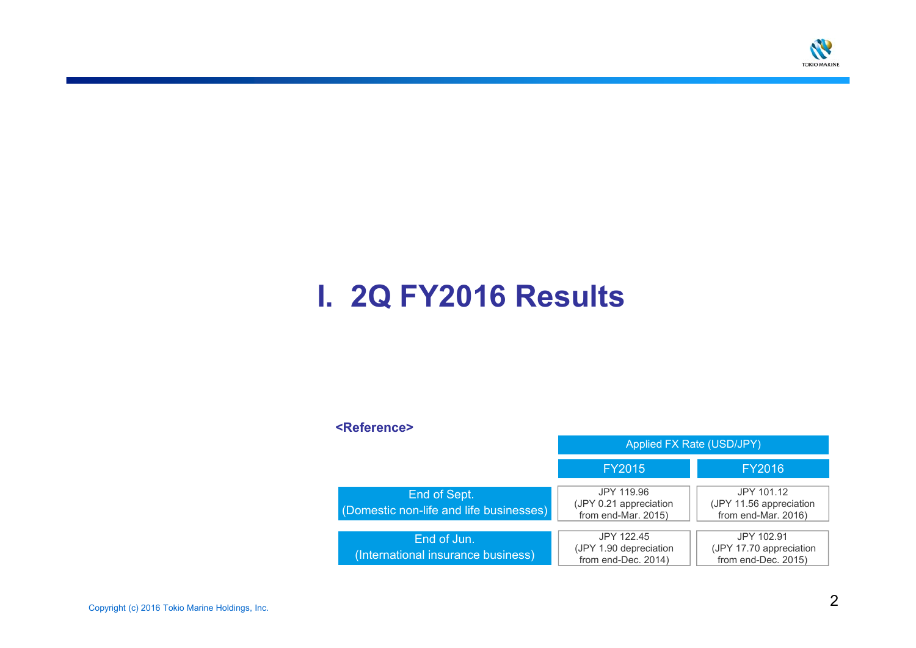# I. 2Q FY2016 Results

**<Reference>**

| | Applied FX Rate (USD/JPY) | |
|---|---|---|
| | FY2015 | FY2016 |
| End of Sept. (Domestic non-life and life businesses) | JPY 119.96 (JPY 0.21 appreciation from end-Mar. 2015) | JPY 101.12 (JPY 11.56 appreciation from end-Mar. 2016) |
| End of Jun. (International insurance business) | JPY 122.45 (JPY 1.90 depreciation from end-Dec. 2014) | JPY 102.91 (JPY 17.70 appreciation from end-Dec. 2015) |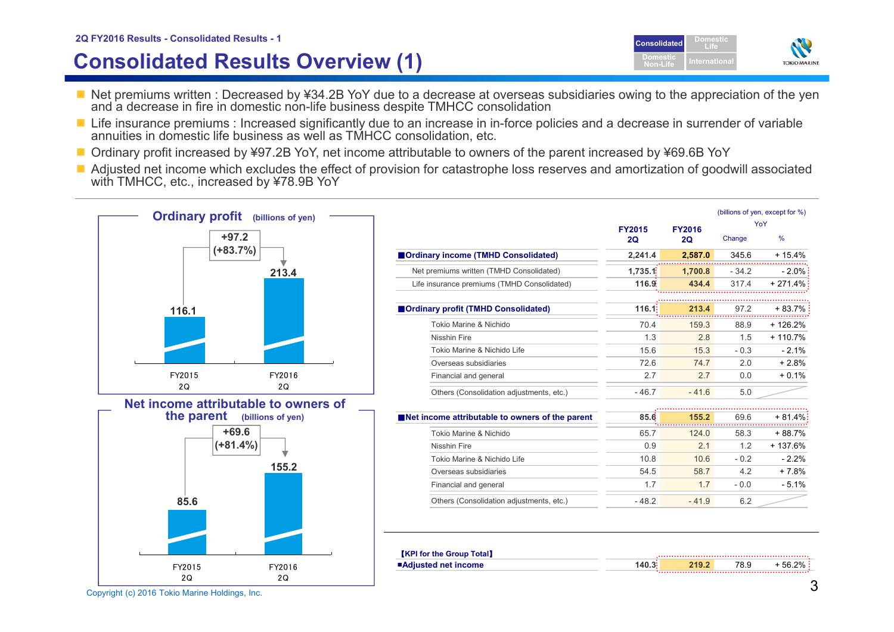2Q FY2016 Results - Consolidated Results - 1

# Consolidated Results Overview (1)

- Net premiums written : Decreased by ¥34.2B YoY due to a decrease at overseas subsidiaries owing to the appreciation of the yen and a decrease in fire in domestic non-life business despite TMHCC consolidation
- Life insurance premiums : Increased significantly due to an increase in in-force policies and a decrease in surrender of variable annuities in domestic life business as well as TMHCC consolidation, etc.
- Ordinary profit increased by ¥97.2B YoY, net income attributable to owners of the parent increased by ¥69.6B YoY
- Adjusted net income which excludes the effect of provision for catastrophe loss reserves and amortization of goodwill associated with TMHCC, etc., increased by ¥78.9B YoY

**Ordinary profit** (billions of yen)

| | FY2015 2Q | FY2016 2Q |
|---|---|---|
| Ordinary profit | 116.1 | 213.4 |

+97.2 (+83.7%)

**Net income attributable to owners of the parent** (billions of yen)

| | FY2015 2Q | FY2016 2Q |
|---|---|---|
| Net income attributable to owners of the parent | 85.6 | 155.2 |

+69.6 (+81.4%)

(billions of yen, except for %)

| | FY2015 2Q | FY2016 2Q | YoY Change | YoY % |
|---|---|---|---|---|
| **■Ordinary income (TMHD Consolidated)** | 2,241.4 | 2,587.0 | 345.6 | + 15.4% |
| Net premiums written (TMHD Consolidated) | 1,735.1 | 1,700.8 | - 34.2 | - 2.0% |
| Life insurance premiums (TMHD Consolidated) | 116.9 | 434.4 | 317.4 | + 271.4% |
| **■Ordinary profit (TMHD Consolidated)** | 116.1 | 213.4 | 97.2 | + 83.7% |
| Tokio Marine & Nichido | 70.4 | 159.3 | 88.9 | + 126.2% |
| Nisshin Fire | 1.3 | 2.8 | 1.5 | + 110.7% |
| Tokio Marine & Nichido Life | 15.6 | 15.3 | - 0.3 | - 2.1% |
| Overseas subsidiaries | 72.6 | 74.7 | 2.0 | + 2.8% |
| Financial and general | 2.7 | 2.7 | 0.0 | + 0.1% |
| Others (Consolidation adjustments, etc.) | - 46.7 | - 41.6 | 5.0 | |
| **■Net income attributable to owners of the parent** | 85.6 | 155.2 | 69.6 | + 81.4% |
| Tokio Marine & Nichido | 65.7 | 124.0 | 58.3 | + 88.7% |
| Nisshin Fire | 0.9 | 2.1 | 1.2 | + 137.6% |
| Tokio Marine & Nichido Life | 10.8 | 10.6 | - 0.2 | - 2.2% |
| Overseas subsidiaries | 54.5 | 58.7 | 4.2 | + 7.8% |
| Financial and general | 1.7 | 1.7 | - 0.0 | - 5.1% |
| Others (Consolidation adjustments, etc.) | - 48.2 | - 41.9 | 6.2 | |

【KPI for the Group Total】

| | FY2015 2Q | FY2016 2Q | YoY Change | YoY % |
|---|---|---|---|---|
| **■Adjusted net income** | 140.3 | 219.2 | 78.9 | + 56.2% |

Copyright (c) 2016 Tokio Marine Holdings, Inc.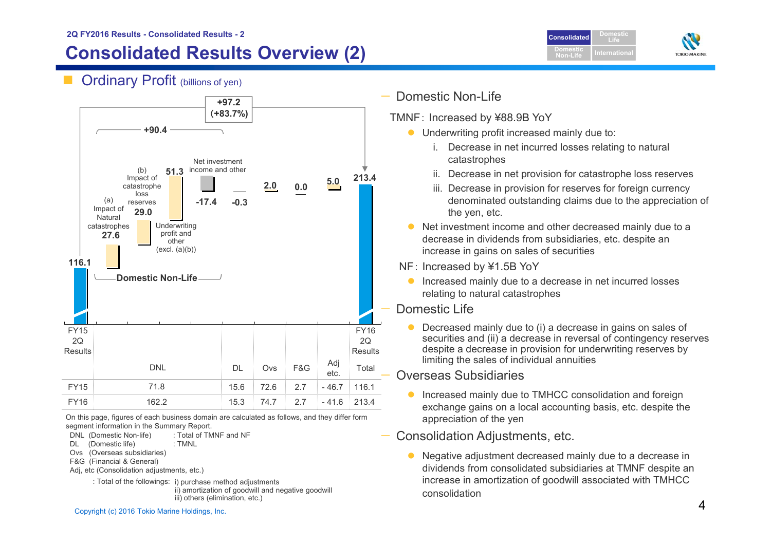2Q FY2016 Results - Consolidated Results - 2

# Consolidated Results Overview (2)

## Ordinary Profit (billions of yen)

+97.2 (+83.7%)

+90.4

| | FY15 2Q Results | (a) Impact of Natural catastrophes | (b) Impact of catastrophe loss reserves | Underwriting profit and other (excl. (a)(b)) | Net investment income and other | | | | | FY16 2Q Results |
|---|---|---|---|---|---|---|---|---|---|---|
| | 116.1 | 27.6 | 29.0 | 51.3 | -17.4 | -0.3 | 2.0 | 0.0 | 5.0 | 213.4 |

Domestic Non-Life

| | DNL | DL | Ovs | F&G | Adj etc. | Total |
|---|---|---|---|---|---|---|
| FY15 | 71.8 | 15.6 | 72.6 | 2.7 | - 46.7 | 116.1 |
| FY16 | 162.2 | 15.3 | 74.7 | 2.7 | - 41.6 | 213.4 |

On this page, figures of each business domain are calculated as follows, and they differ form segment information in the Summary Report.

- DNL (Domestic Non-life) : Total of TMNF and NF
- DL (Domestic life) : TMNL
- Ovs (Overseas subsidiaries)
- F&G (Financial & General)
- Adj, etc (Consolidation adjustments, etc.)
  : Total of the followings: i) purchase method adjustments
  ii) amortization of goodwill and negative goodwill
  iii) others (elimination, etc.)

### Domestic Non-Life

TMNF: Increased by ¥88.9B YoY

- Underwriting profit increased mainly due to:
  1. Decrease in net incurred losses relating to natural catastrophes
  2. Decrease in net provision for catastrophe loss reserves
  3. Decrease in provision for reserves for foreign currency denominated outstanding claims due to the appreciation of the yen, etc.
- Net investment income and other decreased mainly due to a decrease in dividends from subsidiaries, etc. despite an increase in gains on sales of securities

NF: Increased by ¥1.5B YoY

- Increased mainly due to a decrease in net incurred losses relating to natural catastrophes

### Domestic Life

- Decreased mainly due to (i) a decrease in gains on sales of securities and (ii) a decrease in reversal of contingency reserves despite a decrease in provision for underwriting reserves by limiting the sales of individual annuities

### Overseas Subsidiaries

- Increased mainly due to TMHCC consolidation and foreign exchange gains on a local accounting basis, etc. despite the appreciation of the yen

### Consolidation Adjustments, etc.

- Negative adjustment decreased mainly due to a decrease in dividends from consolidated subsidiaries at TMNF despite an increase in amortization of goodwill associated with TMHCC consolidation

Copyright (c) 2016 Tokio Marine Holdings, Inc.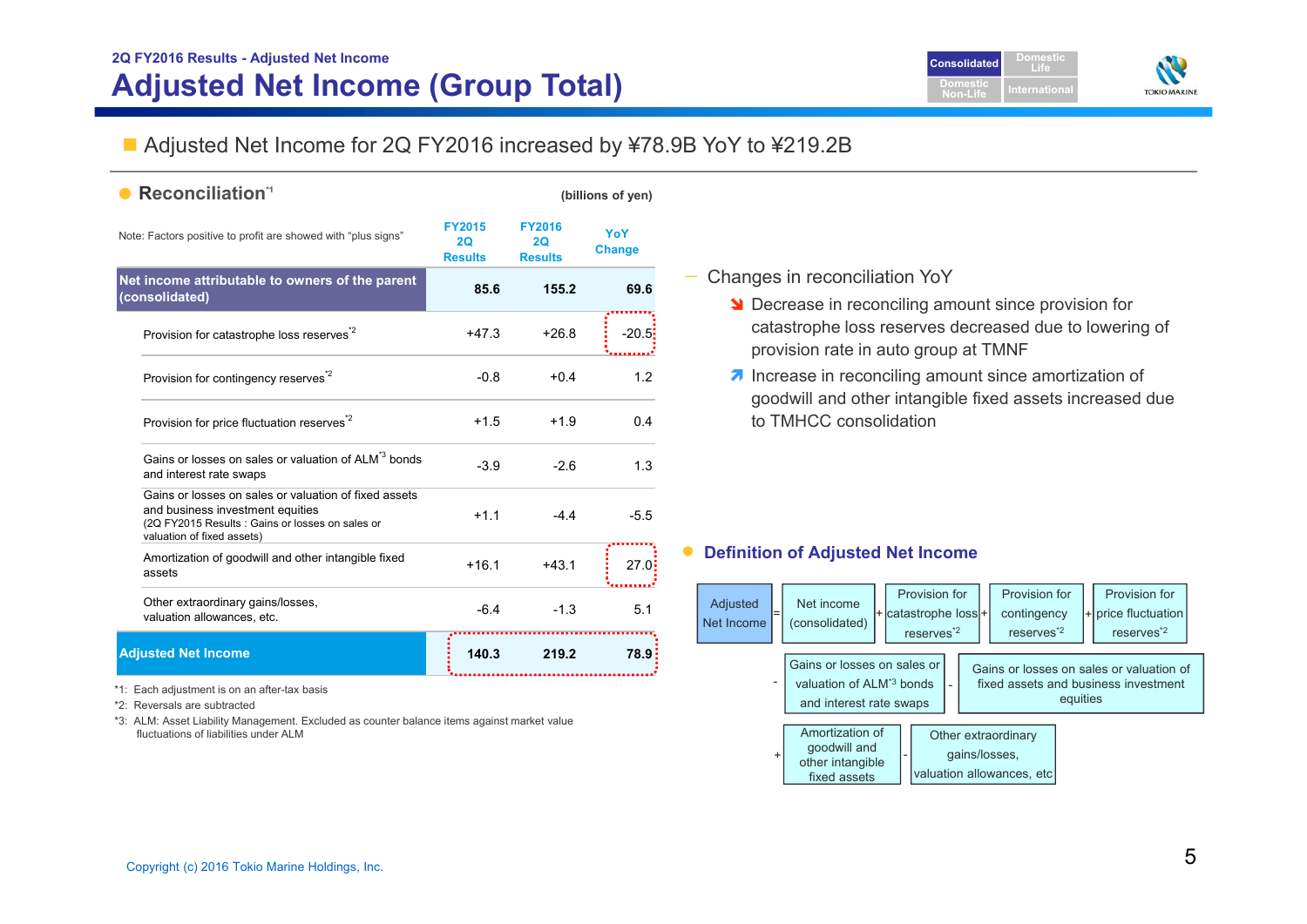2Q FY2016 Results - Adjusted Net Income

# Adjusted Net Income (Group Total)

Consolidated | Domestic Life | Domestic Non-Life | International

■ Adjusted Net Income for 2Q FY2016 increased by ¥78.9B YoY to ¥219.2B

## ● Reconciliation[*1]

(billions of yen)

Note: Factors positive to profit are showed with "plus signs"

| | FY2015 2Q Results | FY2016 2Q Results | YoY Change |
|---|---|---|---|
| **Net income attributable to owners of the parent (consolidated)** | **85.6** | **155.2** | **69.6** |
| Provision for catastrophe loss reserves[*2] | +47.3 | +26.8 | -20.5 |
| Provision for contingency reserves[*2] | -0.8 | +0.4 | 1.2 |
| Provision for price fluctuation reserves[*2] | +1.5 | +1.9 | 0.4 |
| Gains or losses on sales or valuation of ALM[*3] bonds and interest rate swaps | -3.9 | -2.6 | 1.3 |
| Gains or losses on sales or valuation of fixed assets and business investment equities (2Q FY2015 Results : Gains or losses on sales or valuation of fixed assets) | +1.1 | -4.4 | -5.5 |
| Amortization of goodwill and other intangible fixed assets | +16.1 | +43.1 | 27.0 |
| Other extraordinary gains/losses, valuation allowances, etc. | -6.4 | -1.3 | 5.1 |
| **Adjusted Net Income** | **140.3** | **219.2** | **78.9** |

*1: Each adjustment is on an after-tax basis

*2: Reversals are subtracted

*3: ALM: Asset Liability Management. Excluded as counter balance items against market value fluctuations of liabilities under ALM

— Changes in reconciliation YoY

- ↘ Decrease in reconciling amount since provision for catastrophe loss reserves decreased due to lowering of provision rate in auto group at TMNF
- ↗ Increase in reconciling amount since amortization of goodwill and other intangible fixed assets increased due to TMHCC consolidation

## ● Definition of Adjusted Net Income

Adjusted Net Income = Net income (consolidated) + Provision for catastrophe loss reserves[*2] + Provision for contingency reserves[*2] + Provision for price fluctuation reserves[*2] - Gains or losses on sales or valuation of ALM[*3] bonds and interest rate swaps - Gains or losses on sales or valuation of fixed assets and business investment equities + Amortization of goodwill and other intangible fixed assets - Other extraordinary gains/losses, valuation allowances, etc

Copyright (c) 2016 Tokio Marine Holdings, Inc.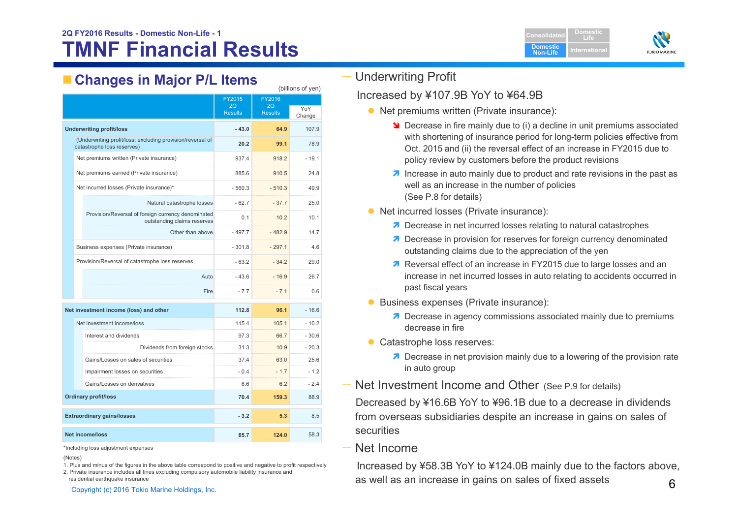2Q FY2016 Results - Domestic Non-Life - 1

# TMNF Financial Results

## Changes in Major P/L Items

(billions of yen)

| | FY2015 2Q Results | FY2016 2Q Results | YoY Change |
|---|---|---|---|
| **Underwriting profit/loss** | - 43.0 | 64.9 | 107.9 |
| (Underwriting profit/loss: excluding provision/reversal of catastrophe loss reserves) | 20.2 | 99.1 | 78.9 |
| Net premiums written (Private insurance) | 937.4 | 918.2 | - 19.1 |
| Net premiums earned (Private insurance) | 885.6 | 910.5 | 24.8 |
| Net incurred losses (Private insurance)* | - 560.3 | - 510.3 | 49.9 |
| Natural catastrophe losses | - 62.7 | - 37.7 | 25.0 |
| Provision/Reversal of foreign currency denominated outstanding claims reserves | 0.1 | 10.2 | 10.1 |
| Other than above | - 497.7 | - 482.9 | 14.7 |
| Business expenses (Private insurance) | - 301.8 | - 297.1 | 4.6 |
| Provision/Reversal of catastrophe loss reserves | - 63.2 | - 34.2 | 29.0 |
| Auto | - 43.6 | - 16.9 | 26.7 |
| Fire | - 7.7 | - 7.1 | 0.6 |
| **Net investment income (loss) and other** | 112.8 | 96.1 | - 16.6 |
| Net investment income/loss | 115.4 | 105.1 | - 10.2 |
| Interest and dividends | 97.3 | 66.7 | - 30.6 |
| Dividends from foreign stocks | 31.3 | 10.9 | - 20.3 |
| Gains/Losses on sales of securities | 37.4 | 63.0 | 25.6 |
| Impairment losses on securities | - 0.4 | - 1.7 | - 1.2 |
| Gains/Losses on derivatives | 8.6 | 6.2 | - 2.4 |
| **Ordinary profit/loss** | 70.4 | 159.3 | 88.9 |
| **Extraordinary gains/losses** | - 3.2 | 5.3 | 8.5 |
| **Net income/loss** | 65.7 | 124.0 | 58.3 |

*Including loss adjustment expenses

(Notes)
1. Plus and minus of the figures in the above table correspond to positive and negative to profit respectively
2. Private insurance includes all lines excluding compulsory automobile liability insurance and residential earthquake insurance

Copyright (c) 2016 Tokio Marine Holdings, Inc.

### Underwriting Profit

Increased by ¥107.9B YoY to ¥64.9B

- Net premiums written (Private insurance):
  - ↘ Decrease in fire mainly due to (i) a decline in unit premiums associated with shortening of insurance period for long-term policies effective from Oct. 2015 and (ii) the reversal effect of an increase in FY2015 due to policy review by customers before the product revisions
  - ↗ Increase in auto mainly due to product and rate revisions in the past as well as an increase in the number of policies (See P.8 for details)
- Net incurred losses (Private insurance):
  - ↗ Decrease in net incurred losses relating to natural catastrophes
  - ↗ Decrease in provision for reserves for foreign currency denominated outstanding claims due to the appreciation of the yen
  - ↗ Reversal effect of an increase in FY2015 due to large losses and an increase in net incurred losses in auto relating to accidents occurred in past fiscal years
- Business expenses (Private insurance):
  - ↗ Decrease in agency commissions associated mainly due to premiums decrease in fire
- Catastrophe loss reserves:
  - ↗ Decrease in net provision mainly due to a lowering of the provision rate in auto group

### Net Investment Income and Other (See P.9 for details)

Decreased by ¥16.6B YoY to ¥96.1B due to a decrease in dividends from overseas subsidiaries despite an increase in gains on sales of securities

### Net Income

Increased by ¥58.3B YoY to ¥124.0B mainly due to the factors above, as well as an increase in gains on sales of fixed assets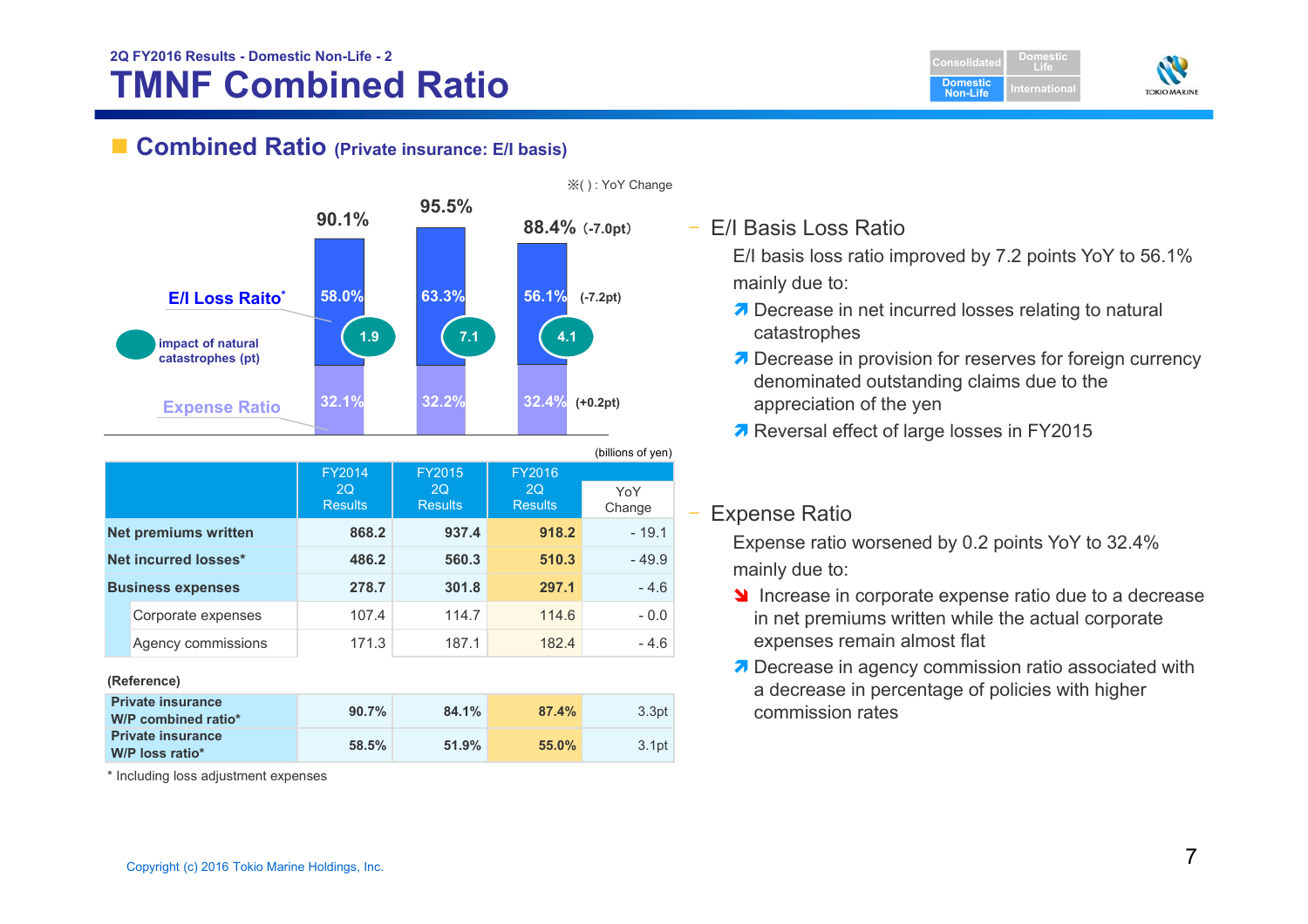2Q FY2016 Results - Domestic Non-Life - 2

# TMNF Combined Ratio

## Combined Ratio (Private insurance: E/I basis)

※( ) : YoY Change

| | FY2014 2Q | FY2015 2Q | FY2016 2Q |
|---|---|---|---|
| Combined ratio | 90.1% | 95.5% | 88.4% (-7.0pt) |
| E/I Loss Raito* | 58.0% | 63.3% | 56.1% (-7.2pt) |
| impact of natural catastrophes (pt) | 1.9 | 7.1 | 4.1 |
| Expense Ratio | 32.1% | 32.2% | 32.4% (+0.2pt) |

(billions of yen)

| | FY2014 2Q Results | FY2015 2Q Results | FY2016 2Q Results | YoY Change |
|---|---|---|---|---|
| **Net premiums written** | 868.2 | 937.4 | 918.2 | - 19.1 |
| **Net incurred losses*** | 486.2 | 560.3 | 510.3 | - 49.9 |
| **Business expenses** | 278.7 | 301.8 | 297.1 | - 4.6 |
| Corporate expenses | 107.4 | 114.7 | 114.6 | - 0.0 |
| Agency commissions | 171.3 | 187.1 | 182.4 | - 4.6 |

**(Reference)**

| | | | | |
|---|---|---|---|---|
| **Private insurance W/P combined ratio*** | 90.7% | 84.1% | 87.4% | 3.3pt |
| **Private insurance W/P loss ratio*** | 58.5% | 51.9% | 55.0% | 3.1pt |

\* Including loss adjustment expenses

- E/I Basis Loss Ratio

  E/I basis loss ratio improved by 7.2 points YoY to 56.1% mainly due to:
  - ↗ Decrease in net incurred losses relating to natural catastrophes
  - ↗ Decrease in provision for reserves for foreign currency denominated outstanding claims due to the appreciation of the yen
  - ↗ Reversal effect of large losses in FY2015

- Expense Ratio

  Expense ratio worsened by 0.2 points YoY to 32.4% mainly due to:
  - ↘ Increase in corporate expense ratio due to a decrease in net premiums written while the actual corporate expenses remain almost flat
  - ↗ Decrease in agency commission ratio associated with a decrease in percentage of policies with higher commission rates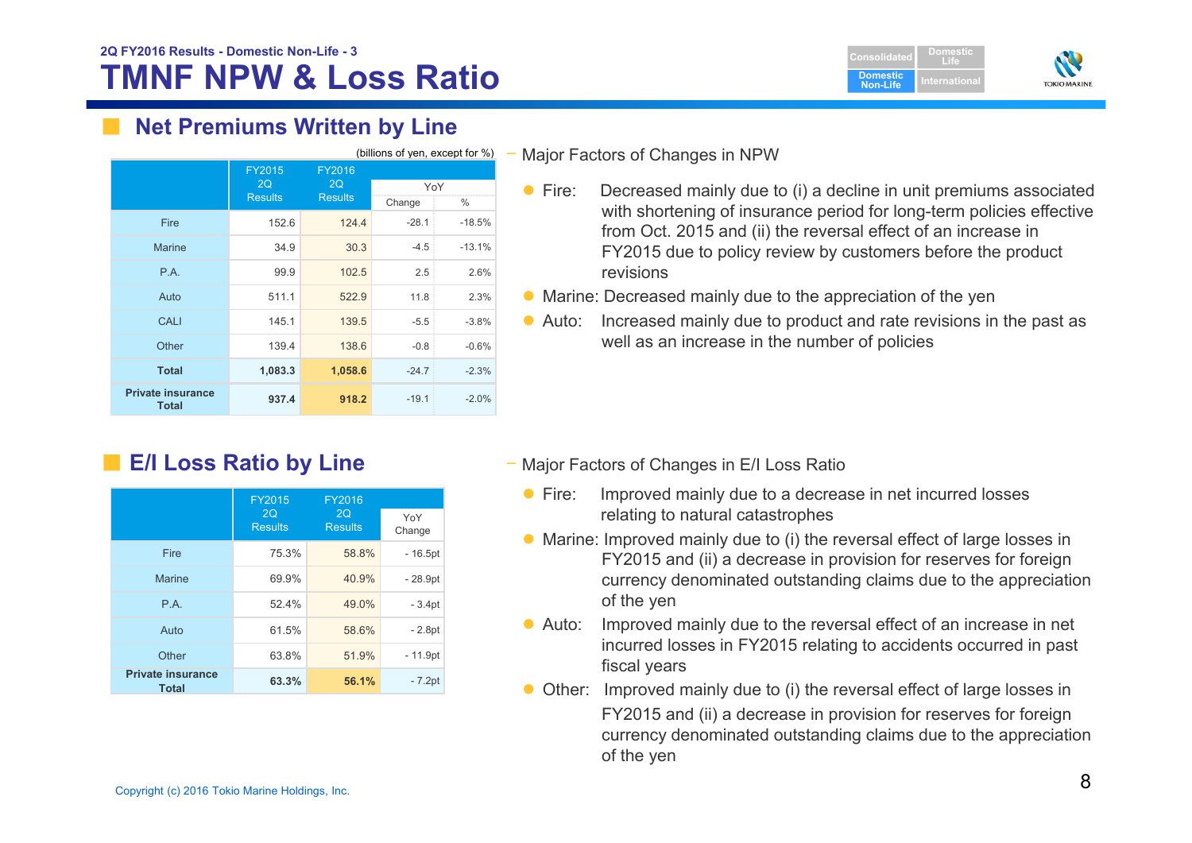2Q FY2016 Results - Domestic Non-Life - 3

# TMNF NPW & Loss Ratio

## Net Premiums Written by Line

(billions of yen, except for %)

| | FY2015 2Q Results | FY2016 2Q Results | YoY | |
|---|---|---|---|---|
| | | | Change | % |
| Fire | 152.6 | 124.4 | -28.1 | -18.5% |
| Marine | 34.9 | 30.3 | -4.5 | -13.1% |
| P.A. | 99.9 | 102.5 | 2.5 | 2.6% |
| Auto | 511.1 | 522.9 | 11.8 | 2.3% |
| CALI | 145.1 | 139.5 | -5.5 | -3.8% |
| Other | 139.4 | 138.6 | -0.8 | -0.6% |
| **Total** | **1,083.3** | **1,058.6** | -24.7 | -2.3% |
| **Private insurance Total** | **937.4** | **918.2** | -19.1 | -2.0% |

– Major Factors of Changes in NPW

- Fire: Decreased mainly due to (i) a decline in unit premiums associated with shortening of insurance period for long-term policies effective from Oct. 2015 and (ii) the reversal effect of an increase in FY2015 due to policy review by customers before the product revisions
- Marine: Decreased mainly due to the appreciation of the yen
- Auto: Increased mainly due to product and rate revisions in the past as well as an increase in the number of policies

## E/I Loss Ratio by Line

| | FY2015 2Q Results | FY2016 2Q Results | YoY Change |
|---|---|---|---|
| Fire | 75.3% | 58.8% | - 16.5pt |
| Marine | 69.9% | 40.9% | - 28.9pt |
| P.A. | 52.4% | 49.0% | - 3.4pt |
| Auto | 61.5% | 58.6% | - 2.8pt |
| Other | 63.8% | 51.9% | - 11.9pt |
| **Private insurance Total** | **63.3%** | **56.1%** | - 7.2pt |

– Major Factors of Changes in E/I Loss Ratio

- Fire: Improved mainly due to a decrease in net incurred losses relating to natural catastrophes
- Marine: Improved mainly due to (i) the reversal effect of large losses in FY2015 and (ii) a decrease in provision for reserves for foreign currency denominated outstanding claims due to the appreciation of the yen
- Auto: Improved mainly due to the reversal effect of an increase in net incurred losses in FY2015 relating to accidents occurred in past fiscal years
- Other: Improved mainly due to (i) the reversal effect of large losses in FY2015 and (ii) a decrease in provision for reserves for foreign currency denominated outstanding claims due to the appreciation of the yen

Copyright (c) 2016 Tokio Marine Holdings, Inc.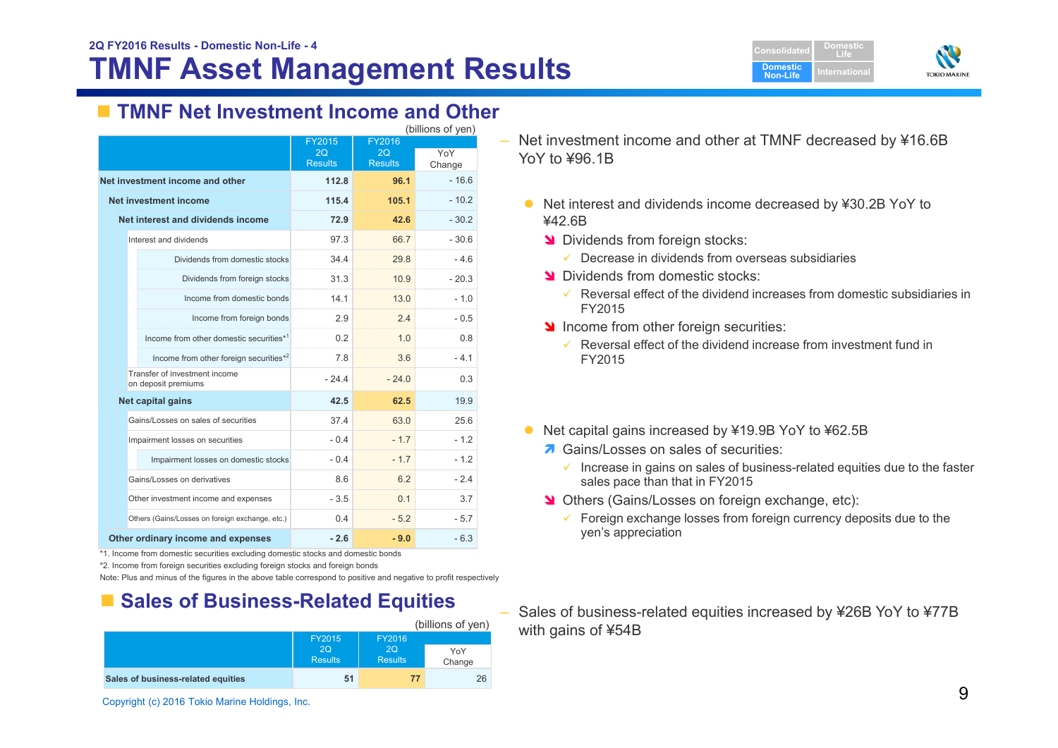2Q FY2016 Results - Domestic Non-Life - 4

# TMNF Asset Management Results

## TMNF Net Investment Income and Other

(billions of yen)

| | FY2015 2Q Results | FY2016 2Q Results | YoY Change |
|---|---|---|---|
| **Net investment income and other** | **112.8** | **96.1** | - 16.6 |
| **Net investment income** | **115.4** | **105.1** | - 10.2 |
| **Net interest and dividends income** | **72.9** | **42.6** | - 30.2 |
| Interest and dividends | 97.3 | 66.7 | - 30.6 |
| Dividends from domestic stocks | 34.4 | 29.8 | - 4.6 |
| Dividends from foreign stocks | 31.3 | 10.9 | - 20.3 |
| Income from domestic bonds | 14.1 | 13.0 | - 1.0 |
| Income from foreign bonds | 2.9 | 2.4 | - 0.5 |
| Income from other domestic securities*1 | 0.2 | 1.0 | 0.8 |
| Income from other foreign securities*2 | 7.8 | 3.6 | - 4.1 |
| Transfer of investment income on deposit premiums | - 24.4 | - 24.0 | 0.3 |
| **Net capital gains** | **42.5** | **62.5** | 19.9 |
| Gains/Losses on sales of securities | 37.4 | 63.0 | 25.6 |
| Impairment losses on securities | - 0.4 | - 1.7 | - 1.2 |
| Impairment losses on domestic stocks | - 0.4 | - 1.7 | - 1.2 |
| Gains/Losses on derivatives | 8.6 | 6.2 | - 2.4 |
| Other investment income and expenses | - 3.5 | 0.1 | 3.7 |
| Others (Gains/Losses on foreign exchange, etc.) | 0.4 | - 5.2 | - 5.7 |
| **Other ordinary income and expenses** | **- 2.6** | **- 9.0** | - 6.3 |

*1. Income from domestic securities excluding domestic stocks and domestic bonds
*2. Income from foreign securities excluding foreign stocks and foreign bonds
Note: Plus and minus of the figures in the above table correspond to positive and negative to profit respectively

– Net investment income and other at TMNF decreased by ¥16.6B YoY to ¥96.1B

- Net interest and dividends income decreased by ¥30.2B YoY to ¥42.6B
  - ↘ Dividends from foreign stocks:
    - ✓ Decrease in dividends from overseas subsidiaries
  - ↘ Dividends from domestic stocks:
    - ✓ Reversal effect of the dividend increases from domestic subsidiaries in FY2015
  - ↘ Income from other foreign securities:
    - ✓ Reversal effect of the dividend increase from investment fund in FY2015

- Net capital gains increased by ¥19.9B YoY to ¥62.5B
  - ↗ Gains/Losses on sales of securities:
    - ✓ Increase in gains on sales of business-related equities due to the faster sales pace than that in FY2015
  - ↘ Others (Gains/Losses on foreign exchange, etc):
    - ✓ Foreign exchange losses from foreign currency deposits due to the yen's appreciation

## Sales of Business-Related Equities

(billions of yen)

| | FY2015 2Q Results | FY2016 2Q Results | YoY Change |
|---|---|---|---|
| **Sales of business-related equities** | **51** | **77** | 26 |

– Sales of business-related equities increased by ¥26B YoY to ¥77B with gains of ¥54B

Copyright (c) 2016 Tokio Marine Holdings, Inc.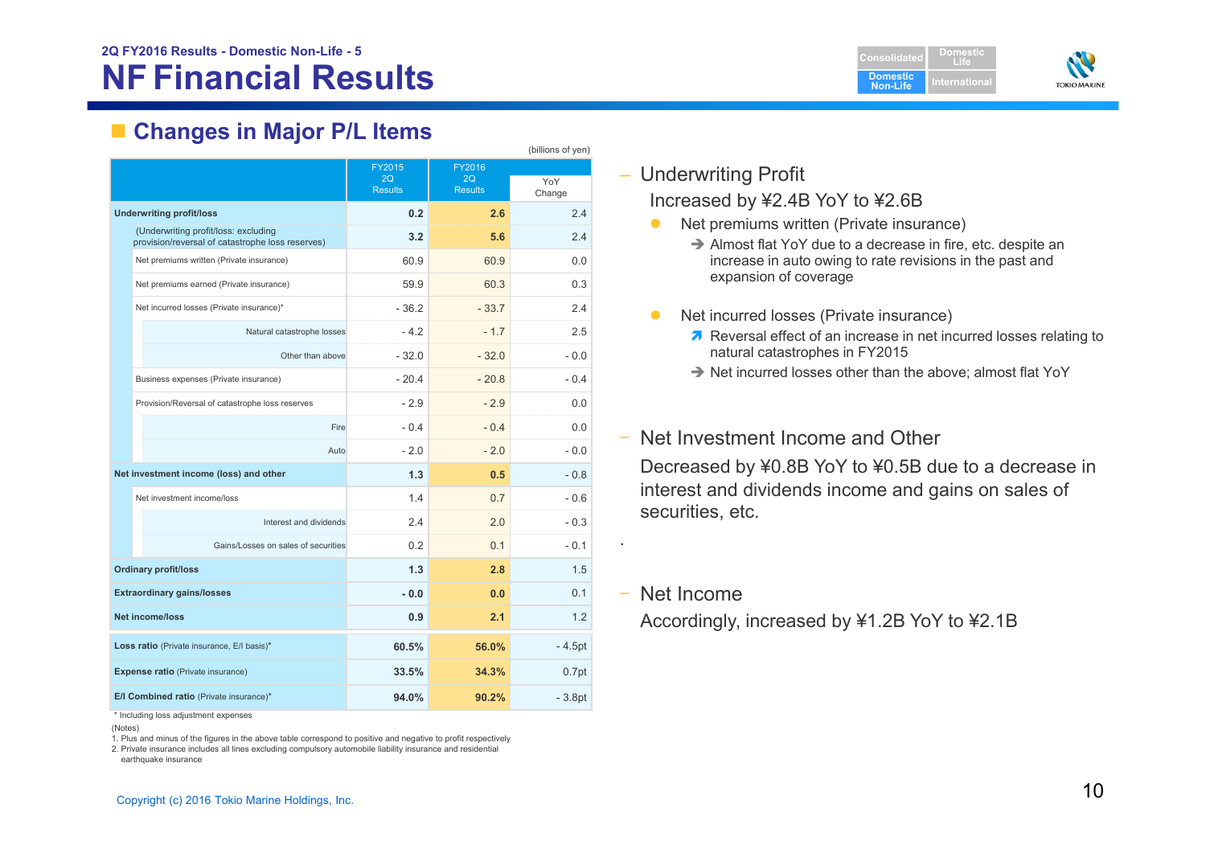2Q FY2016 Results - Domestic Non-Life - 5

# NF Financial Results

## Changes in Major P/L Items

(billions of yen)

| | FY2015 2Q Results | FY2016 2Q Results | YoY Change |
|---|---|---|---|
| **Underwriting profit/loss** | **0.2** | **2.6** | 2.4 |
| (Underwriting profit/loss: excluding provision/reversal of catastrophe loss reserves) | **3.2** | **5.6** | 2.4 |
| Net premiums written (Private insurance) | 60.9 | 60.9 | 0.0 |
| Net premiums earned (Private insurance) | 59.9 | 60.3 | 0.3 |
| Net incurred losses (Private insurance)* | - 36.2 | - 33.7 | 2.4 |
| Natural catastrophe losses | - 4.2 | - 1.7 | 2.5 |
| Other than above | - 32.0 | - 32.0 | - 0.0 |
| Business expenses (Private insurance) | - 20.4 | - 20.8 | - 0.4 |
| Provision/Reversal of catastrophe loss reserves | - 2.9 | - 2.9 | 0.0 |
| Fire | - 0.4 | - 0.4 | 0.0 |
| Auto | - 2.0 | - 2.0 | - 0.0 |
| **Net investment income (loss) and other** | **1.3** | **0.5** | - 0.8 |
| Net investment income/loss | 1.4 | 0.7 | - 0.6 |
| Interest and dividends | 2.4 | 2.0 | - 0.3 |
| Gains/Losses on sales of securities | 0.2 | 0.1 | - 0.1 |
| **Ordinary profit/loss** | **1.3** | **2.8** | 1.5 |
| **Extraordinary gains/losses** | **- 0.0** | **0.0** | 0.1 |
| **Net income/loss** | **0.9** | **2.1** | 1.2 |
| **Loss ratio** (Private insurance, E/I basis)* | **60.5%** | **56.0%** | - 4.5pt |
| **Expense ratio** (Private insurance) | **33.5%** | **34.3%** | 0.7pt |
| **E/I Combined ratio** (Private insurance)* | **94.0%** | **90.2%** | - 3.8pt |

\* Including loss adjustment expenses

(Notes)
1. Plus and minus of the figures in the above table correspond to positive and negative to profit respectively
2. Private insurance includes all lines excluding compulsory automobile liability insurance and residential earthquake insurance

- Underwriting Profit

  Increased by ¥2.4B YoY to ¥2.6B

  - Net premiums written (Private insurance)
    - ➔ Almost flat YoY due to a decrease in fire, etc. despite an increase in auto owing to rate revisions in the past and expansion of coverage
  - Net incurred losses (Private insurance)
    - ➚ Reversal effect of an increase in net incurred losses relating to natural catastrophes in FY2015
    - ➔ Net incurred losses other than the above; almost flat YoY

- Net Investment Income and Other

  Decreased by ¥0.8B YoY to ¥0.5B due to a decrease in interest and dividends income and gains on sales of securities, etc.

- Net Income

  Accordingly, increased by ¥1.2B YoY to ¥2.1B

Copyright (c) 2016 Tokio Marine Holdings, Inc.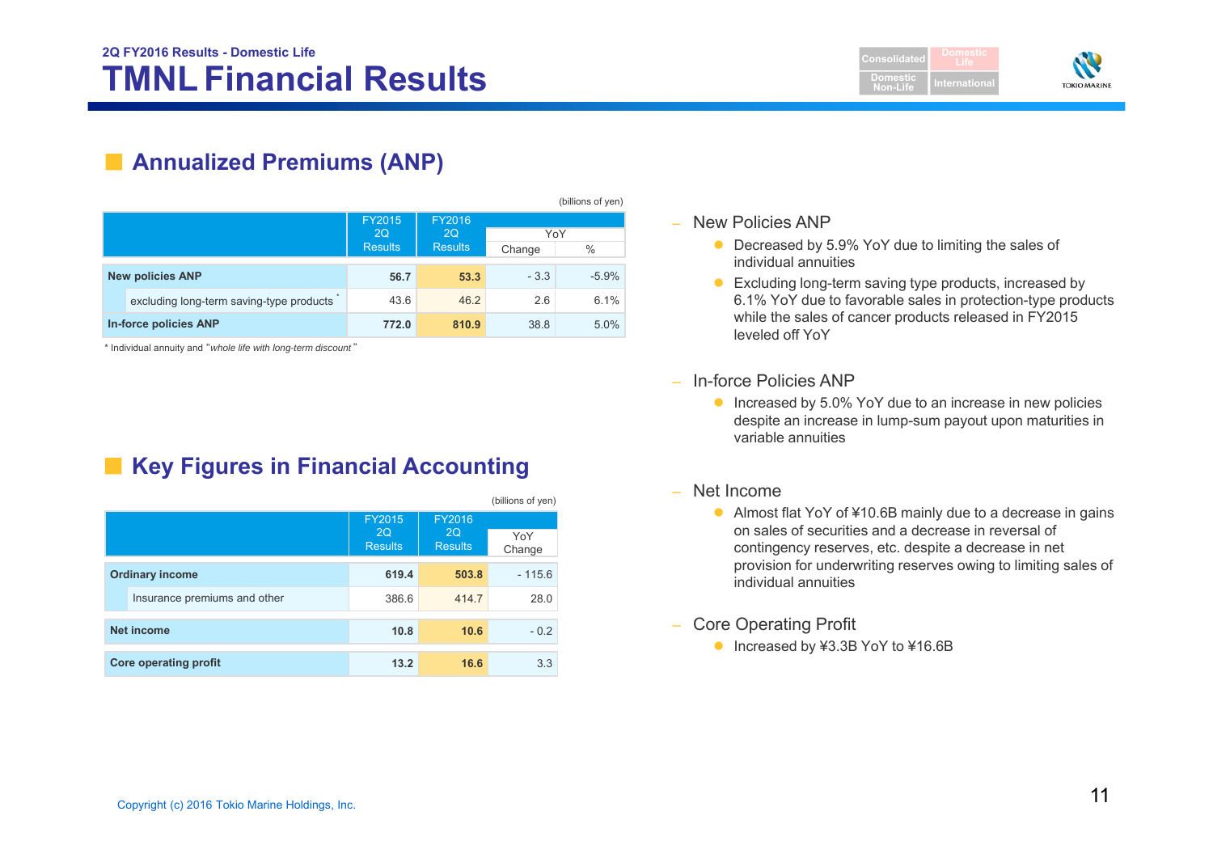2Q FY2016 Results - Domestic Life

# TMNL Financial Results

## Annualized Premiums (ANP)

(billions of yen)

| | FY2015 2Q Results | FY2016 2Q Results | YoY | |
|---|---|---|---|---|
| | | | Change | % |
| **New policies ANP** | **56.7** | **53.3** | - 3.3 | -5.9% |
| excluding long-term saving-type products * | 43.6 | 46.2 | 2.6 | 6.1% |
| **In-force policies ANP** | **772.0** | **810.9** | 38.8 | 5.0% |

\* Individual annuity and "*whole life with long-term discount*"

## Key Figures in Financial Accounting

(billions of yen)

| | FY2015 2Q Results | FY2016 2Q Results | YoY Change |
|---|---|---|---|
| **Ordinary income** | **619.4** | **503.8** | - 115.6 |
| Insurance premiums and other | 386.6 | 414.7 | 28.0 |
| **Net income** | **10.8** | **10.6** | - 0.2 |
| **Core operating profit** | **13.2** | **16.6** | 3.3 |

- New Policies ANP
  - Decreased by 5.9% YoY due to limiting the sales of individual annuities
  - Excluding long-term saving type products, increased by 6.1% YoY due to favorable sales in protection-type products while the sales of cancer products released in FY2015 leveled off YoY
- In-force Policies ANP
  - Increased by 5.0% YoY due to an increase in new policies despite an increase in lump-sum payout upon maturities in variable annuities
- Net Income
  - Almost flat YoY of ¥10.6B mainly due to a decrease in gains on sales of securities and a decrease in reversal of contingency reserves, etc. despite a decrease in net provision for underwriting reserves owing to limiting sales of individual annuities
- Core Operating Profit
  - Increased by ¥3.3B YoY to ¥16.6B

Copyright (c) 2016 Tokio Marine Holdings, Inc.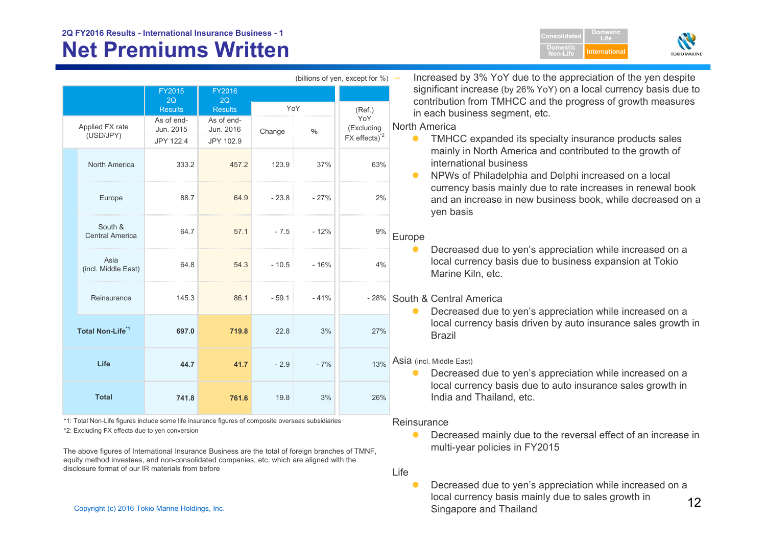2Q FY2016 Results - International Insurance Business - 1

# Net Premiums Written

(billions of yen, except for %)

| | FY2015 2Q Results | FY2016 2Q Results | YoY | | (Ref.) YoY (Excluding FX effects)[*2] |
|---|---|---|---|---|---|
| Applied FX rate (USD/JPY) | As of end-Jun. 2015 JPY 122.4 | As of end-Jun. 2016 JPY 102.9 | Change | % | |
| North America | 333.2 | 457.2 | 123.9 | 37% | 63% |
| Europe | 88.7 | 64.9 | - 23.8 | - 27% | 2% |
| South & Central America | 64.7 | 57.1 | - 7.5 | - 12% | 9% |
| Asia (incl. Middle East) | 64.8 | 54.3 | - 10.5 | - 16% | 4% |
| Reinsurance | 145.3 | 86.1 | - 59.1 | - 41% | - 28% |
| **Total Non-Life[*1]** | **697.0** | **719.8** | 22.8 | 3% | 27% |
| **Life** | **44.7** | **41.7** | - 2.9 | - 7% | 13% |
| **Total** | **741.8** | **761.6** | 19.8 | 3% | 26% |

*1: Total Non-Life figures include some life insurance figures of composite overseas subsidiaries

*2: Excluding FX effects due to yen conversion

The above figures of International Insurance Business are the total of foreign branches of TMNF, equity method investees, and non-consolidated companies, etc. which are aligned with the disclosure format of our IR materials from before

- Increased by 3% YoY due to the appreciation of the yen despite significant increase (by 26% YoY) on a local currency basis due to contribution from TMHCC and the progress of growth measures in each business segment, etc.

North America
- TMHCC expanded its specialty insurance products sales mainly in North America and contributed to the growth of international business
- NPWs of Philadelphia and Delphi increased on a local currency basis mainly due to rate increases in renewal book and an increase in new business book, while decreased on a yen basis

Europe
- Decreased due to yen's appreciation while increased on a local currency basis due to business expansion at Tokio Marine Kiln, etc.

South & Central America
- Decreased due to yen's appreciation while increased on a local currency basis driven by auto insurance sales growth in Brazil

Asia (incl. Middle East)
- Decreased due to yen's appreciation while increased on a local currency basis due to auto insurance sales growth in India and Thailand, etc.

Reinsurance
- Decreased mainly due to the reversal effect of an increase in multi-year policies in FY2015

Life
- Decreased due to yen's appreciation while increased on a local currency basis mainly due to sales growth in Singapore and Thailand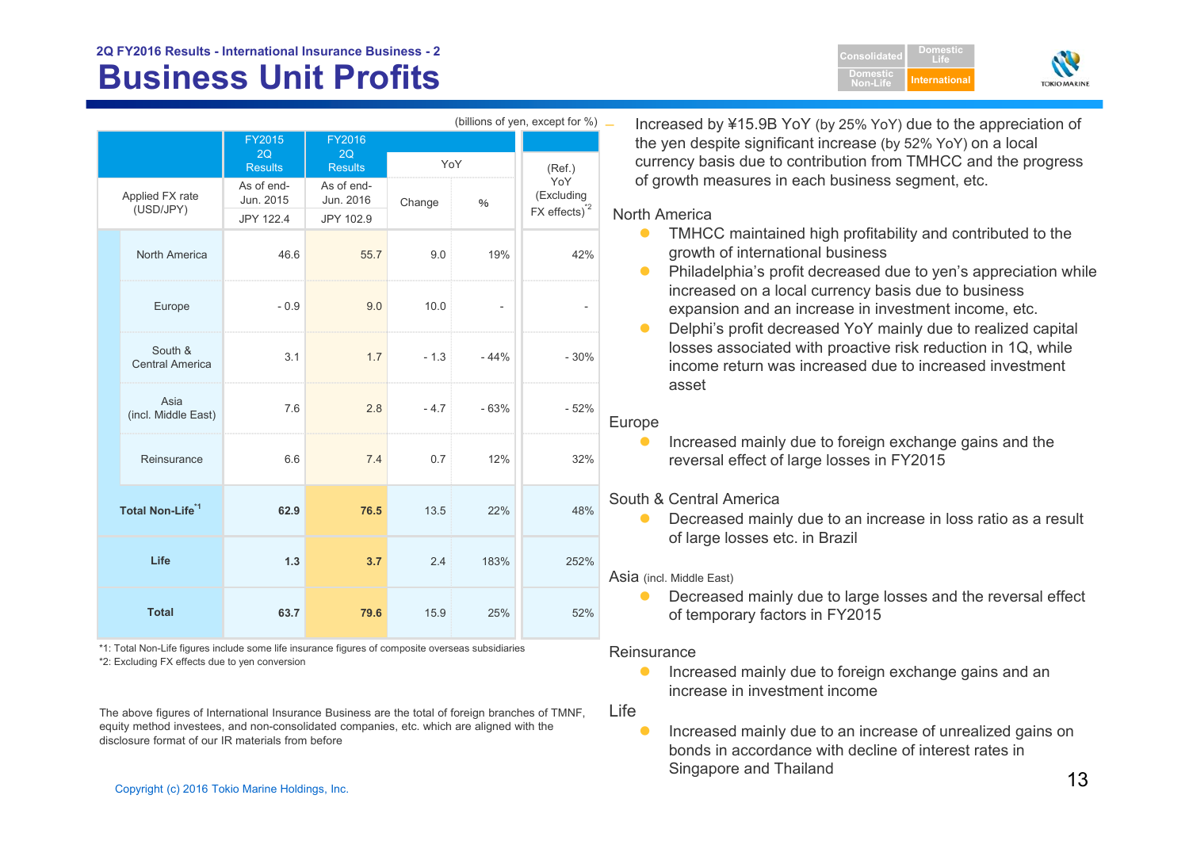2Q FY2016 Results - International Insurance Business - 2

# Business Unit Profits

(billions of yen, except for %)

| | FY2015 2Q Results | FY2016 2Q Results | YoY | | (Ref.) YoY (Excluding FX effects)[*2] |
|---|---|---|---|---|---|
| Applied FX rate (USD/JPY) | As of end-Jun. 2015<br>JPY 122.4 | As of end-Jun. 2016<br>JPY 102.9 | Change | % | |
| North America | 46.6 | 55.7 | 9.0 | 19% | 42% |
| Europe | - 0.9 | 9.0 | 10.0 | - | - |
| South & Central America | 3.1 | 1.7 | - 1.3 | - 44% | - 30% |
| Asia (incl. Middle East) | 7.6 | 2.8 | - 4.7 | - 63% | - 52% |
| Reinsurance | 6.6 | 7.4 | 0.7 | 12% | 32% |
| **Total Non-Life[*1]** | **62.9** | **76.5** | 13.5 | 22% | 48% |
| **Life** | **1.3** | **3.7** | 2.4 | 183% | 252% |
| **Total** | **63.7** | **79.6** | 15.9 | 25% | 52% |

*1: Total Non-Life figures include some life insurance figures of composite overseas subsidiaries
*2: Excluding FX effects due to yen conversion

The above figures of International Insurance Business are the total of foreign branches of TMNF, equity method investees, and non-consolidated companies, etc. which are aligned with the disclosure format of our IR materials from before

- Increased by ¥15.9B YoY (by 25% YoY) due to the appreciation of the yen despite significant increase (by 52% YoY) on a local currency basis due to contribution from TMHCC and the progress of growth measures in each business segment, etc.

North America
- TMHCC maintained high profitability and contributed to the growth of international business
- Philadelphia's profit decreased due to yen's appreciation while increased on a local currency basis due to business expansion and an increase in investment income, etc.
- Delphi's profit decreased YoY mainly due to realized capital losses associated with proactive risk reduction in 1Q, while income return was increased due to increased investment asset

Europe
- Increased mainly due to foreign exchange gains and the reversal effect of large losses in FY2015

South & Central America
- Decreased mainly due to an increase in loss ratio as a result of large losses etc. in Brazil

Asia (incl. Middle East)
- Decreased mainly due to large losses and the reversal effect of temporary factors in FY2015

Reinsurance
- Increased mainly due to foreign exchange gains and an increase in investment income

Life
- Increased mainly due to an increase of unrealized gains on bonds in accordance with decline of interest rates in Singapore and Thailand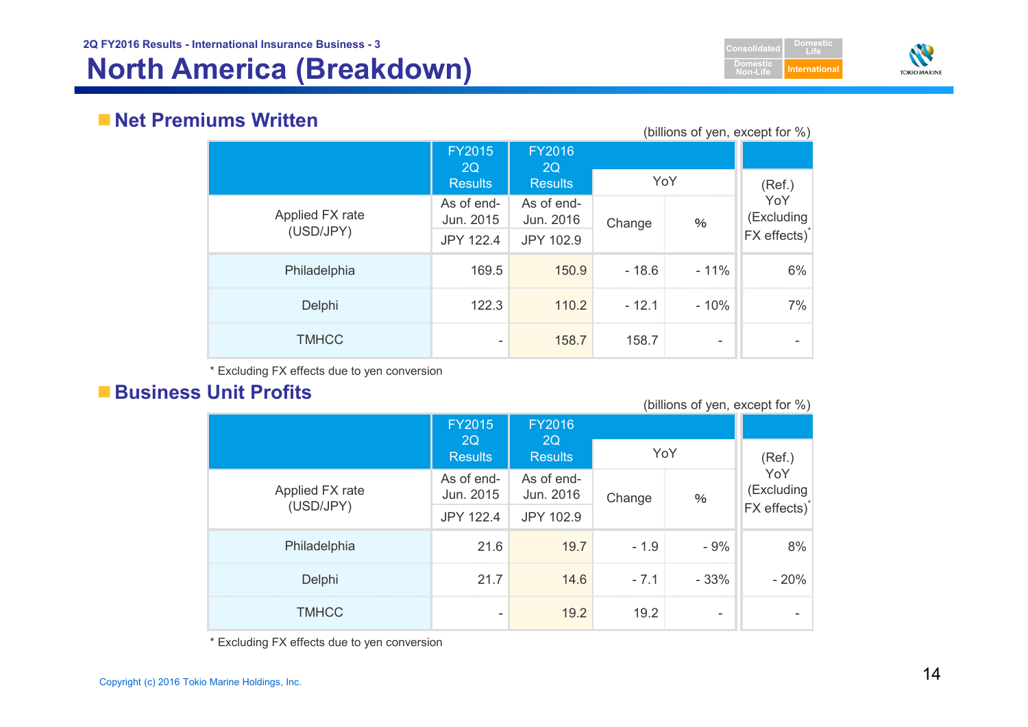# North America (Breakdown)

## Net Premiums Written

(billions of yen, except for %)

| | FY2015 2Q Results | FY2016 2Q Results | YoY | | (Ref.) YoY (Excluding FX effects)* |
|---|---|---|---|---|---|
| Applied FX rate (USD/JPY) | As of end-Jun. 2015 JPY 122.4 | As of end-Jun. 2016 JPY 102.9 | Change | % | |
| Philadelphia | 169.5 | 150.9 | - 18.6 | - 11% | 6% |
| Delphi | 122.3 | 110.2 | - 12.1 | - 10% | 7% |
| TMHCC | - | 158.7 | 158.7 | - | - |

* Excluding FX effects due to yen conversion

## Business Unit Profits

(billions of yen, except for %)

| | FY2015 2Q Results | FY2016 2Q Results | YoY | | (Ref.) YoY (Excluding FX effects)* |
|---|---|---|---|---|---|
| Applied FX rate (USD/JPY) | As of end-Jun. 2015 JPY 122.4 | As of end-Jun. 2016 JPY 102.9 | Change | % | |
| Philadelphia | 21.6 | 19.7 | - 1.9 | - 9% | 8% |
| Delphi | 21.7 | 14.6 | - 7.1 | - 33% | - 20% |
| TMHCC | - | 19.2 | 19.2 | - | - |

* Excluding FX effects due to yen conversion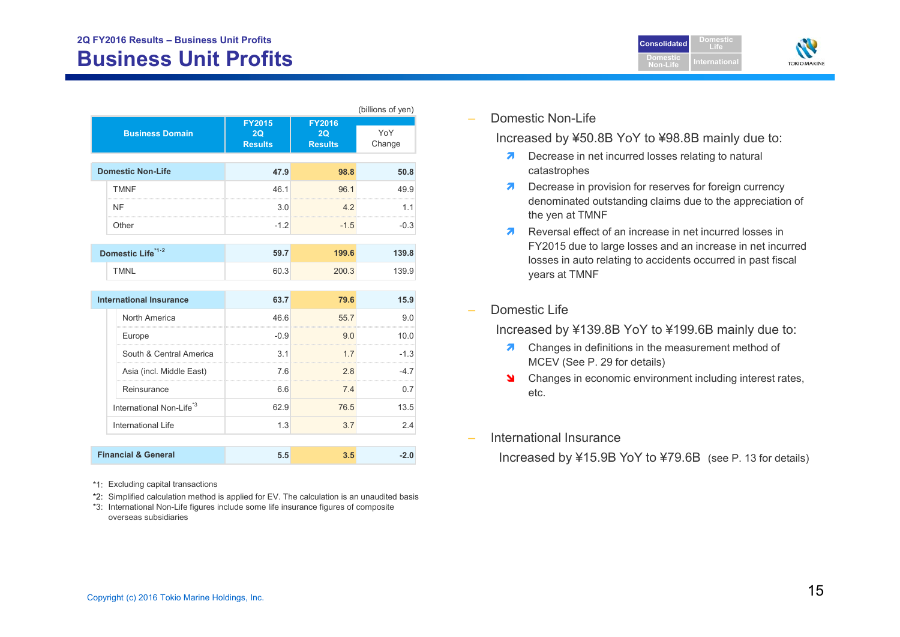2Q FY2016 Results – Business Unit Profits

# Business Unit Profits

(billions of yen)

| Business Domain | FY2015 2Q Results | FY2016 2Q Results | YoY Change |
|---|---|---|---|
| **Domestic Non-Life** | **47.9** | **98.8** | **50.8** |
| TMNF | 46.1 | 96.1 | 49.9 |
| NF | 3.0 | 4.2 | 1.1 |
| Other | -1.2 | -1.5 | -0.3 |
| **Domestic Life**[*1·2] | **59.7** | **199.6** | **139.8** |
| TMNL | 60.3 | 200.3 | 139.9 |
| **International Insurance** | **63.7** | **79.6** | **15.9** |
| North America | 46.6 | 55.7 | 9.0 |
| Europe | -0.9 | 9.0 | 10.0 |
| South & Central America | 3.1 | 1.7 | -1.3 |
| Asia (incl. Middle East) | 7.6 | 2.8 | -4.7 |
| Reinsurance | 6.6 | 7.4 | 0.7 |
| International Non-Life[*3] | 62.9 | 76.5 | 13.5 |
| International Life | 1.3 | 3.7 | 2.4 |
| **Financial & General** | **5.5** | **3.5** | **-2.0** |

*1: Excluding capital transactions
*2: Simplified calculation method is applied for EV. The calculation is an unaudited basis
*3: International Non-Life figures include some life insurance figures of composite overseas subsidiaries

– Domestic Non-Life

Increased by ¥50.8B YoY to ¥98.8B mainly due to:

- ↗ Decrease in net incurred losses relating to natural catastrophes
- ↗ Decrease in provision for reserves for foreign currency denominated outstanding claims due to the appreciation of the yen at TMNF
- ↗ Reversal effect of an increase in net incurred losses in FY2015 due to large losses and an increase in net incurred losses in auto relating to accidents occurred in past fiscal years at TMNF

– Domestic Life

Increased by ¥139.8B YoY to ¥199.6B mainly due to:

- ↗ Changes in definitions in the measurement method of MCEV (See P. 29 for details)
- ↘ Changes in economic environment including interest rates, etc.

– International Insurance

Increased by ¥15.9B YoY to ¥79.6B (see P. 13 for details)

Copyright (c) 2016 Tokio Marine Holdings, Inc.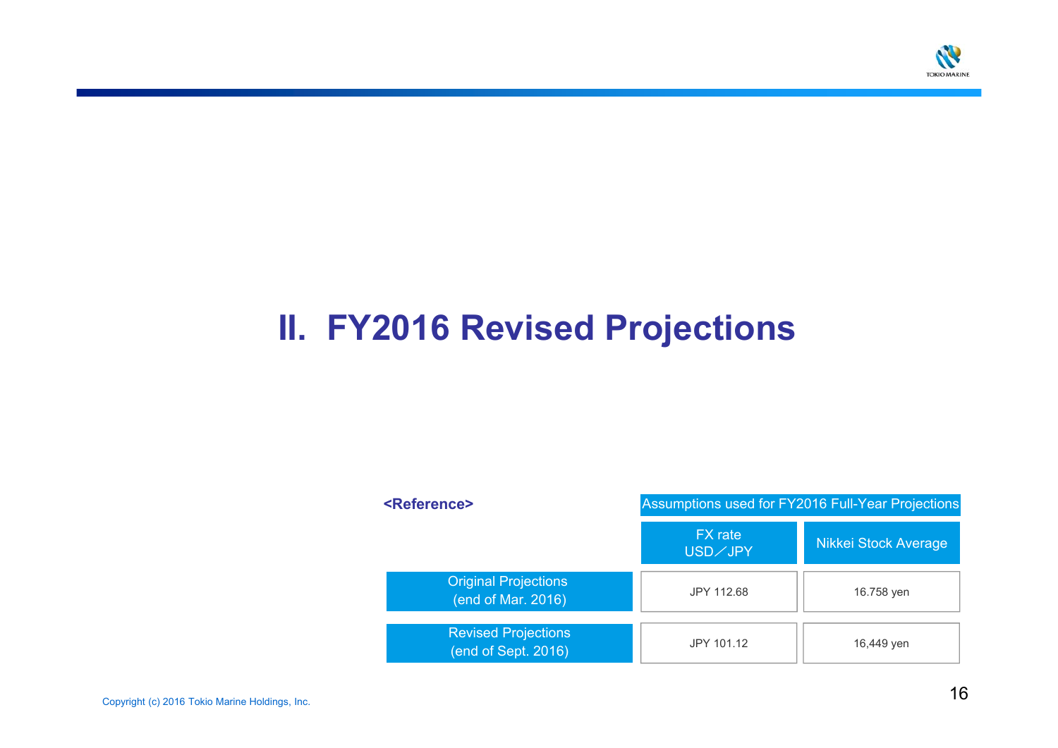# II. FY2016 Revised Projections

**<Reference>**

| | Assumptions used for FY2016 Full-Year Projections | |
|---|---|---|
| | FX rate USD／JPY | Nikkei Stock Average |
| Original Projections (end of Mar. 2016) | JPY 112.68 | 16.758 yen |
| Revised Projections (end of Sept. 2016) | JPY 101.12 | 16,449 yen |

Copyright (c) 2016 Tokio Marine Holdings, Inc.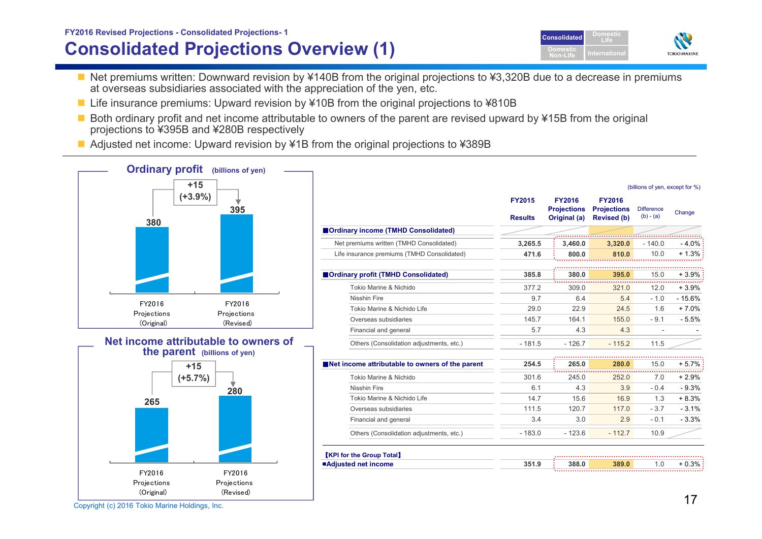FY2016 Revised Projections - Consolidated Projections- 1

# Consolidated Projections Overview (1)

- Net premiums written: Downward revision by ¥140B from the original projections to ¥3,320B due to a decrease in premiums at overseas subsidiaries associated with the appreciation of the yen, etc.
- Life insurance premiums: Upward revision by ¥10B from the original projections to ¥810B
- Both ordinary profit and net income attributable to owners of the parent are revised upward by ¥15B from the original projections to ¥395B and ¥280B respectively
- Adjusted net income: Upward revision by ¥1B from the original projections to ¥389B

## Ordinary profit (billions of yen)

| | FY2016 Projections (Original) | FY2016 Projections (Revised) |
|---|---|---|
| Ordinary profit | 380 | 395 |

+15 (+3.9%)

## Net income attributable to owners of the parent (billions of yen)

| | FY2016 Projections (Original) | FY2016 Projections (Revised) |
|---|---|---|
| Net income attributable to owners of the parent | 265 | 280 |

+15 (+5.7%)

(billions of yen, except for %)

| | FY2015 Results | FY2016 Projections Original (a) | FY2016 Projections Revised (b) | Difference (b) - (a) | Change |
|---|---|---|---|---|---|
| **■Ordinary income (TMHD Consolidated)** | | | | | |
| Net premiums written (TMHD Consolidated) | 3,265.5 | 3,460.0 | 3,320.0 | - 140.0 | - 4.0% |
| Life insurance premiums (TMHD Consolidated) | 471.6 | 800.0 | 810.0 | 10.0 | + 1.3% |
| **■Ordinary profit (TMHD Consolidated)** | 385.8 | 380.0 | 395.0 | 15.0 | + 3.9% |
| Tokio Marine & Nichido | 377.2 | 309.0 | 321.0 | 12.0 | + 3.9% |
| Nisshin Fire | 9.7 | 6.4 | 5.4 | - 1.0 | - 15.6% |
| Tokio Marine & Nichido Life | 29.0 | 22.9 | 24.5 | 1.6 | + 7.0% |
| Overseas subsidiaries | 145.7 | 164.1 | 155.0 | - 9.1 | - 5.5% |
| Financial and general | 5.7 | 4.3 | 4.3 | - | - |
| Others (Consolidation adjustments, etc.) | - 181.5 | - 126.7 | - 115.2 | 11.5 | |
| **■Net income attributable to owners of the parent** | 254.5 | 265.0 | 280.0 | 15.0 | + 5.7% |
| Tokio Marine & Nichido | 301.6 | 245.0 | 252.0 | 7.0 | + 2.9% |
| Nisshin Fire | 6.1 | 4.3 | 3.9 | - 0.4 | - 9.3% |
| Tokio Marine & Nichido Life | 14.7 | 15.6 | 16.9 | 1.3 | + 8.3% |
| Overseas subsidiaries | 111.5 | 120.7 | 117.0 | - 3.7 | - 3.1% |
| Financial and general | 3.4 | 3.0 | 2.9 | - 0.1 | - 3.3% |
| Others (Consolidation adjustments, etc.) | - 183.0 | - 123.6 | - 112.7 | 10.9 | |
| **【KPI for the Group Total】** | | | | | |
| **■Adjusted net income** | 351.9 | 388.0 | 389.0 | 1.0 | + 0.3% |

Copyright (c) 2016 Tokio Marine Holdings, Inc.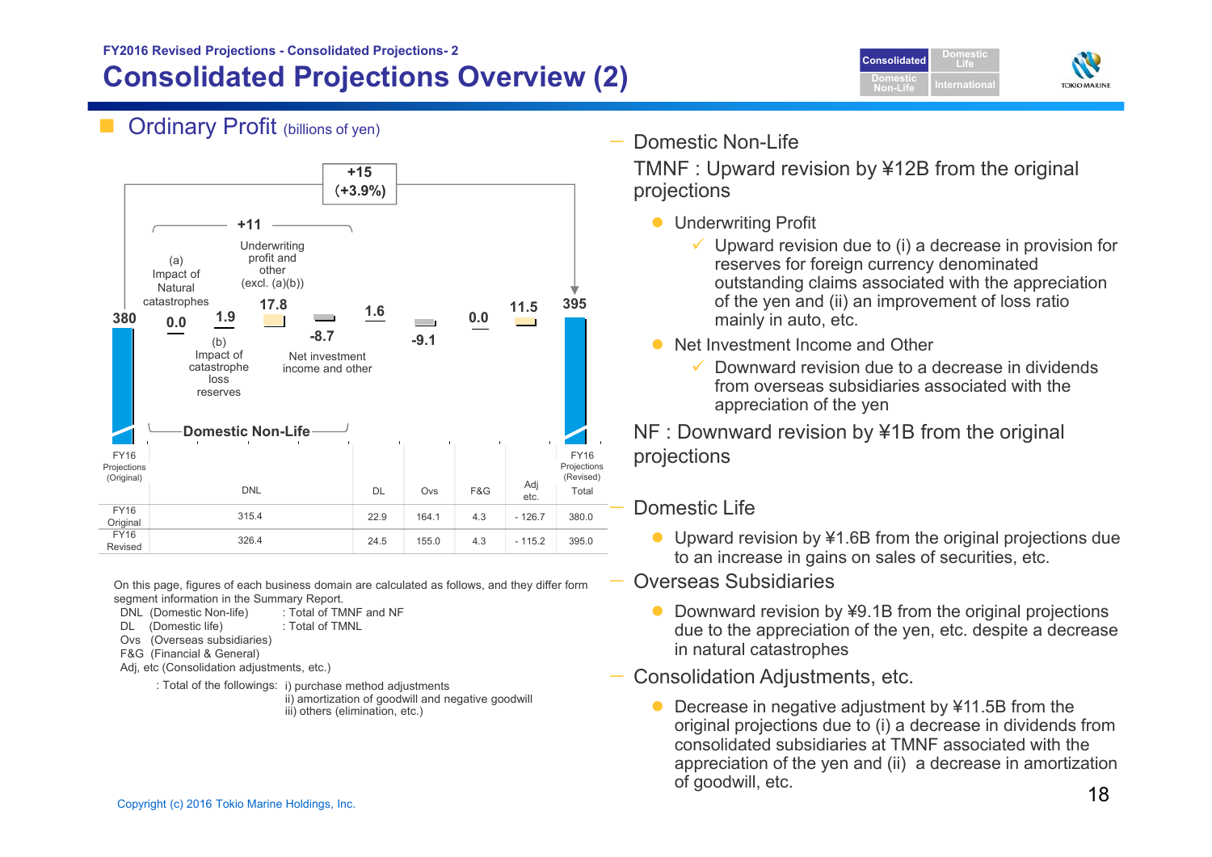FY2016 Revised Projections - Consolidated Projections- 2

# Consolidated Projections Overview (2)

## Ordinary Profit (billions of yen)

+15 (+3.9%)

+11

| | (a) Impact of Natural catastrophes | (b) Impact of catastrophe loss reserves | Underwriting profit and other (excl. (a)(b)) | Net investment income and other | | | | | |
|---|---|---|---|---|---|---|---|---|---|
| 380 | 0.0 | 1.9 | 17.8 | -8.7 | 1.6 | -9.1 | 0.0 | 11.5 | 395 |

Domestic Non-Life

| | DNL | DL | Ovs | F&G | Adj etc. | Total |
|---|---|---|---|---|---|---|
| FY16 Original | 315.4 | 22.9 | 164.1 | 4.3 | - 126.7 | 380.0 |
| FY16 Revised | 326.4 | 24.5 | 155.0 | 4.3 | - 115.2 | 395.0 |

(Left bar: FY16 Projections (Original); right bar: FY16 Projections (Revised))

On this page, figures of each business domain are calculated as follows, and they differ form segment information in the Summary Report.

- DNL (Domestic Non-life) : Total of TMNF and NF
- DL (Domestic life) : Total of TMNL
- Ovs (Overseas subsidiaries)
- F&G (Financial & General)
- Adj, etc (Consolidation adjustments, etc.)
  - : Total of the followings: i) purchase method adjustments
    - ii) amortization of goodwill and negative goodwill
    - iii) others (elimination, etc.)

### Domestic Non-Life

TMNF : Upward revision by ¥12B from the original projections

- Underwriting Profit
  - ✓ Upward revision due to (i) a decrease in provision for reserves for foreign currency denominated outstanding claims associated with the appreciation of the yen and (ii) an improvement of loss ratio mainly in auto, etc.
- Net Investment Income and Other
  - ✓ Downward revision due to a decrease in dividends from overseas subsidiaries associated with the appreciation of the yen

NF : Downward revision by ¥1B from the original projections

### Domestic Life

- Upward revision by ¥1.6B from the original projections due to an increase in gains on sales of securities, etc.

### Overseas Subsidiaries

- Downward revision by ¥9.1B from the original projections due to the appreciation of the yen, etc. despite a decrease in natural catastrophes

### Consolidation Adjustments, etc.

- Decrease in negative adjustment by ¥11.5B from the original projections due to (i) a decrease in dividends from consolidated subsidiaries at TMNF associated with the appreciation of the yen and (ii) a decrease in amortization of goodwill, etc.

Copyright (c) 2016 Tokio Marine Holdings, Inc.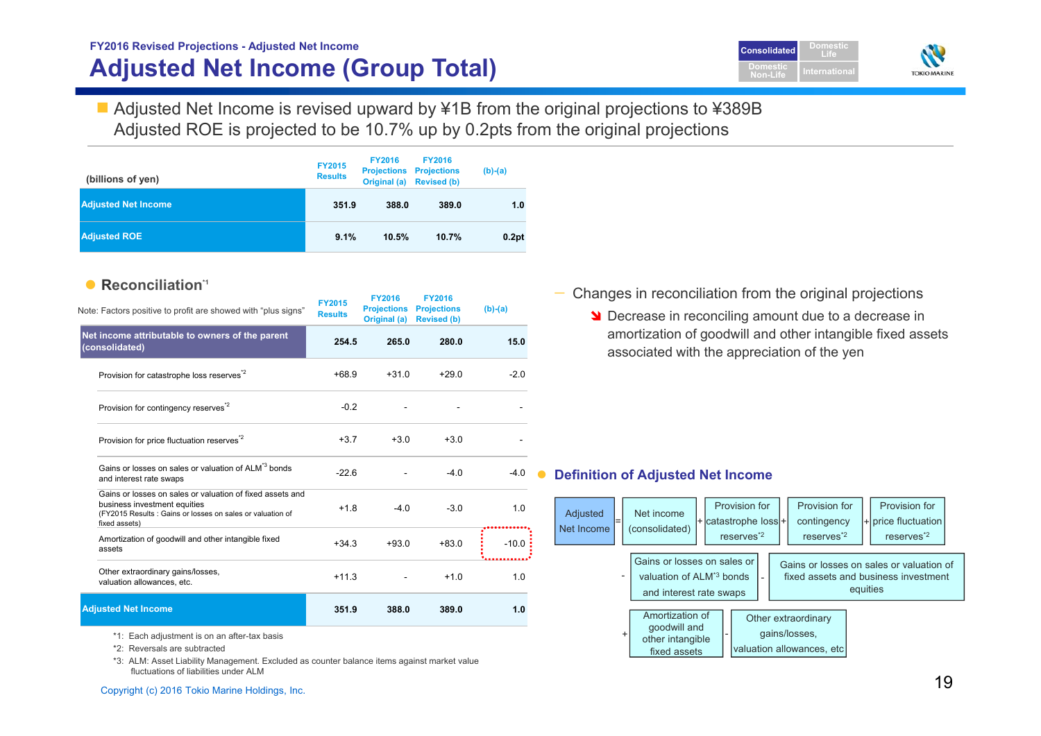FY2016 Revised Projections - Adjusted Net Income

# Adjusted Net Income (Group Total)

- Adjusted Net Income is revised upward by ¥1B from the original projections to ¥389B
  Adjusted ROE is projected to be 10.7% up by 0.2pts from the original projections

| (billions of yen) | FY2015 Results | FY2016 Projections Original (a) | FY2016 Projections Revised (b) | (b)-(a) |
|---|---|---|---|---|
| **Adjusted Net Income** | 351.9 | 388.0 | 389.0 | 1.0 |
| **Adjusted ROE** | 9.1% | 10.5% | 10.7% | 0.2pt |

## Reconciliation*1

| Note: Factors positive to profit are showed with "plus signs" | FY2015 Results | FY2016 Projections Original (a) | FY2016 Projections Revised (b) | (b)-(a) |
|---|---|---|---|---|
| **Net income attributable to owners of the parent (consolidated)** | 254.5 | 265.0 | 280.0 | 15.0 |
| Provision for catastrophe loss reserves*2 | +68.9 | +31.0 | +29.0 | -2.0 |
| Provision for contingency reserves*2 | -0.2 | - | - | - |
| Provision for price fluctuation reserves*2 | +3.7 | +3.0 | +3.0 | - |
| Gains or losses on sales or valuation of ALM*3 bonds and interest rate swaps | -22.6 | - | -4.0 | -4.0 |
| Gains or losses on sales or valuation of fixed assets and business investment equities (FY2015 Results : Gains or losses on sales or valuation of fixed assets) | +1.8 | -4.0 | -3.0 | 1.0 |
| Amortization of goodwill and other intangible fixed assets | +34.3 | +93.0 | +83.0 | -10.0 |
| Other extraordinary gains/losses, valuation allowances, etc. | +11.3 | - | +1.0 | 1.0 |
| **Adjusted Net Income** | 351.9 | 388.0 | 389.0 | 1.0 |

*1: Each adjustment is on an after-tax basis
*2: Reversals are subtracted
*3: ALM: Asset Liability Management. Excluded as counter balance items against market value fluctuations of liabilities under ALM

— Changes in reconciliation from the original projections
  - Decrease in reconciling amount due to a decrease in amortization of goodwill and other intangible fixed assets associated with the appreciation of the yen

## Definition of Adjusted Net Income

Adjusted Net Income = Net income (consolidated) + Provision for catastrophe loss reserves*2 + Provision for contingency reserves*2 + Provision for price fluctuation reserves*2 - Gains or losses on sales or valuation of ALM*3 bonds and interest rate swaps - Gains or losses on sales or valuation of fixed assets and business investment equities + Amortization of goodwill and other intangible fixed assets - Other extraordinary gains/losses, valuation allowances, etc

Copyright (c) 2016 Tokio Marine Holdings, Inc.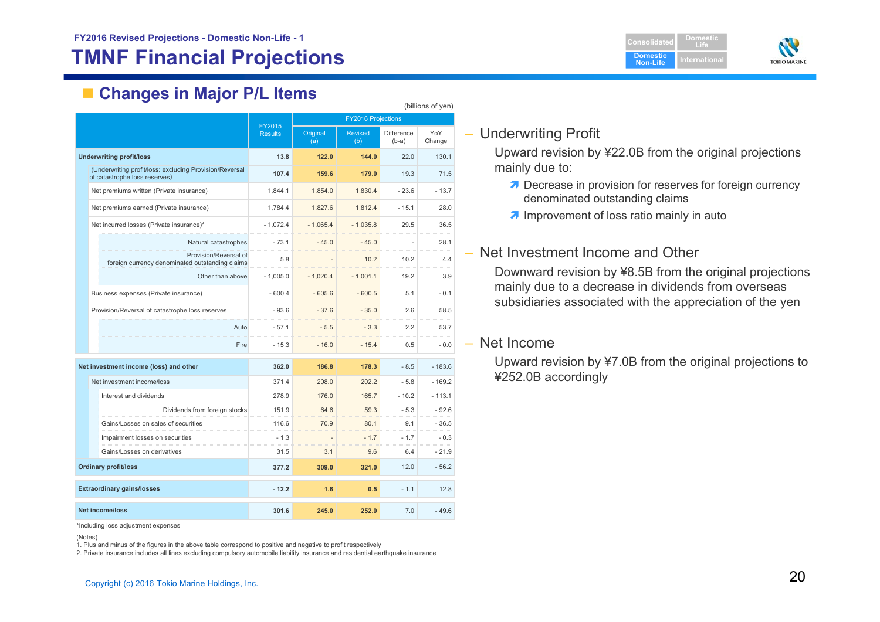FY2016 Revised Projections - Domestic Non-Life - 1

# TMNF Financial Projections

## Changes in Major P/L Items

(billions of yen)

| | FY2015 Results | FY2016 Projections | | | |
|---|---|---|---|---|---|
| | | Original (a) | Revised (b) | Difference (b-a) | YoY Change |
| **Underwriting profit/loss** | **13.8** | **122.0** | **144.0** | 22.0 | 130.1 |
| (Underwriting profit/loss: excluding Provision/Reversal of catastrophe loss reserves) | **107.4** | **159.6** | **179.0** | 19.3 | 71.5 |
| Net premiums written (Private insurance) | 1,844.1 | 1,854.0 | 1,830.4 | - 23.6 | - 13.7 |
| Net premiums earned (Private insurance) | 1,784.4 | 1,827.6 | 1,812.4 | - 15.1 | 28.0 |
| Net incurred losses (Private insurance)* | - 1,072.4 | - 1,065.4 | - 1,035.8 | 29.5 | 36.5 |
| Natural catastrophes | - 73.1 | - 45.0 | - 45.0 | - | 28.1 |
| Provision/Reversal of foreign currency denominated outstanding claims | 5.8 | - | 10.2 | 10.2 | 4.4 |
| Other than above | - 1,005.0 | - 1,020.4 | - 1,001.1 | 19.2 | 3.9 |
| Business expenses (Private insurance) | - 600.4 | - 605.6 | - 600.5 | 5.1 | - 0.1 |
| Provision/Reversal of catastrophe loss reserves | - 93.6 | - 37.6 | - 35.0 | 2.6 | 58.5 |
| Auto | - 57.1 | - 5.5 | - 3.3 | 2.2 | 53.7 |
| Fire | - 15.3 | - 16.0 | - 15.4 | 0.5 | - 0.0 |
| **Net investment income (loss) and other** | **362.0** | **186.8** | **178.3** | - 8.5 | - 183.6 |
| Net investment income/loss | 371.4 | 208.0 | 202.2 | - 5.8 | - 169.2 |
| Interest and dividends | 278.9 | 176.0 | 165.7 | - 10.2 | - 113.1 |
| Dividends from foreign stocks | 151.9 | 64.6 | 59.3 | - 5.3 | - 92.6 |
| Gains/Losses on sales of securities | 116.6 | 70.9 | 80.1 | 9.1 | - 36.5 |
| Impairment losses on securities | - 1.3 | - | - 1.7 | - 1.7 | - 0.3 |
| Gains/Losses on derivatives | 31.5 | 3.1 | 9.6 | 6.4 | - 21.9 |
| **Ordinary profit/loss** | **377.2** | **309.0** | **321.0** | 12.0 | - 56.2 |
| **Extraordinary gains/losses** | **- 12.2** | **1.6** | **0.5** | - 1.1 | 12.8 |
| **Net income/loss** | **301.6** | **245.0** | **252.0** | 7.0 | - 49.6 |

*Including loss adjustment expenses

(Notes)
1. Plus and minus of the figures in the above table correspond to positive and negative to profit respectively
2. Private insurance includes all lines excluding compulsory automobile liability insurance and residential earthquake insurance

– Underwriting Profit

Upward revision by ¥22.0B from the original projections mainly due to:

- ↗ Decrease in provision for reserves for foreign currency denominated outstanding claims
- ↗ Improvement of loss ratio mainly in auto

– Net Investment Income and Other

Downward revision by ¥8.5B from the original projections mainly due to a decrease in dividends from overseas subsidiaries associated with the appreciation of the yen

– Net Income

Upward revision by ¥7.0B from the original projections to ¥252.0B accordingly

Copyright (c) 2016 Tokio Marine Holdings, Inc.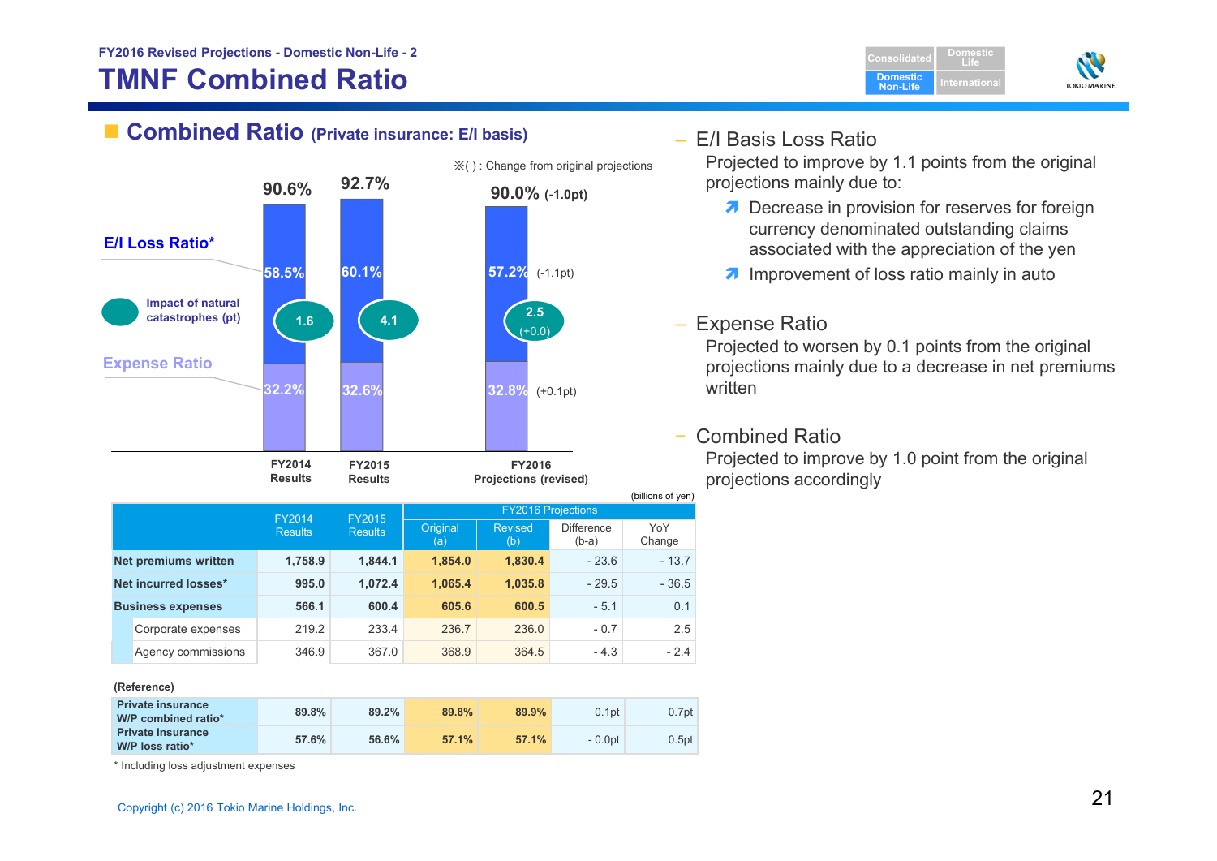FY2016 Revised Projections - Domestic Non-Life - 2

# TMNF Combined Ratio

## Combined Ratio (Private insurance: E/I basis)

※( ) : Change from original projections

| | FY2014 Results | FY2015 Results | FY2016 Projections (revised) |
|---|---|---|---|
| Combined Ratio | 90.6% | 92.7% | 90.0% (-1.0pt) |
| E/I Loss Ratio* | 58.5% | 60.1% | 57.2% (-1.1pt) |
| Impact of natural catastrophes (pt) | 1.6 | 4.1 | 2.5 (+0.0) |
| Expense Ratio | 32.2% | 32.6% | 32.8% (+0.1pt) |

(billions of yen)

| | FY2014 Results | FY2015 Results | FY2016 Projections Original (a) | FY2016 Projections Revised (b) | FY2016 Projections Difference (b-a) | FY2016 Projections YoY Change |
|---|---|---|---|---|---|---|
| Net premiums written | 1,758.9 | 1,844.1 | 1,854.0 | 1,830.4 | - 23.6 | - 13.7 |
| Net incurred losses* | 995.0 | 1,072.4 | 1,065.4 | 1,035.8 | - 29.5 | - 36.5 |
| Business expenses | 566.1 | 600.4 | 605.6 | 600.5 | - 5.1 | 0.1 |
| Corporate expenses | 219.2 | 233.4 | 236.7 | 236.0 | - 0.7 | 2.5 |
| Agency commissions | 346.9 | 367.0 | 368.9 | 364.5 | - 4.3 | - 2.4 |

(Reference)

| | FY2014 Results | FY2015 Results | Original (a) | Revised (b) | Difference (b-a) | YoY Change |
|---|---|---|---|---|---|---|
| Private insurance W/P combined ratio* | 89.8% | 89.2% | 89.8% | 89.9% | 0.1pt | 0.7pt |
| Private insurance W/P loss ratio* | 57.6% | 56.6% | 57.1% | 57.1% | - 0.0pt | 0.5pt |

\* Including loss adjustment expenses

– E/I Basis Loss Ratio

Projected to improve by 1.1 points from the original projections mainly due to:

- Decrease in provision for reserves for foreign currency denominated outstanding claims associated with the appreciation of the yen
- Improvement of loss ratio mainly in auto

– Expense Ratio

Projected to worsen by 0.1 points from the original projections mainly due to a decrease in net premiums written

– Combined Ratio

Projected to improve by 1.0 point from the original projections accordingly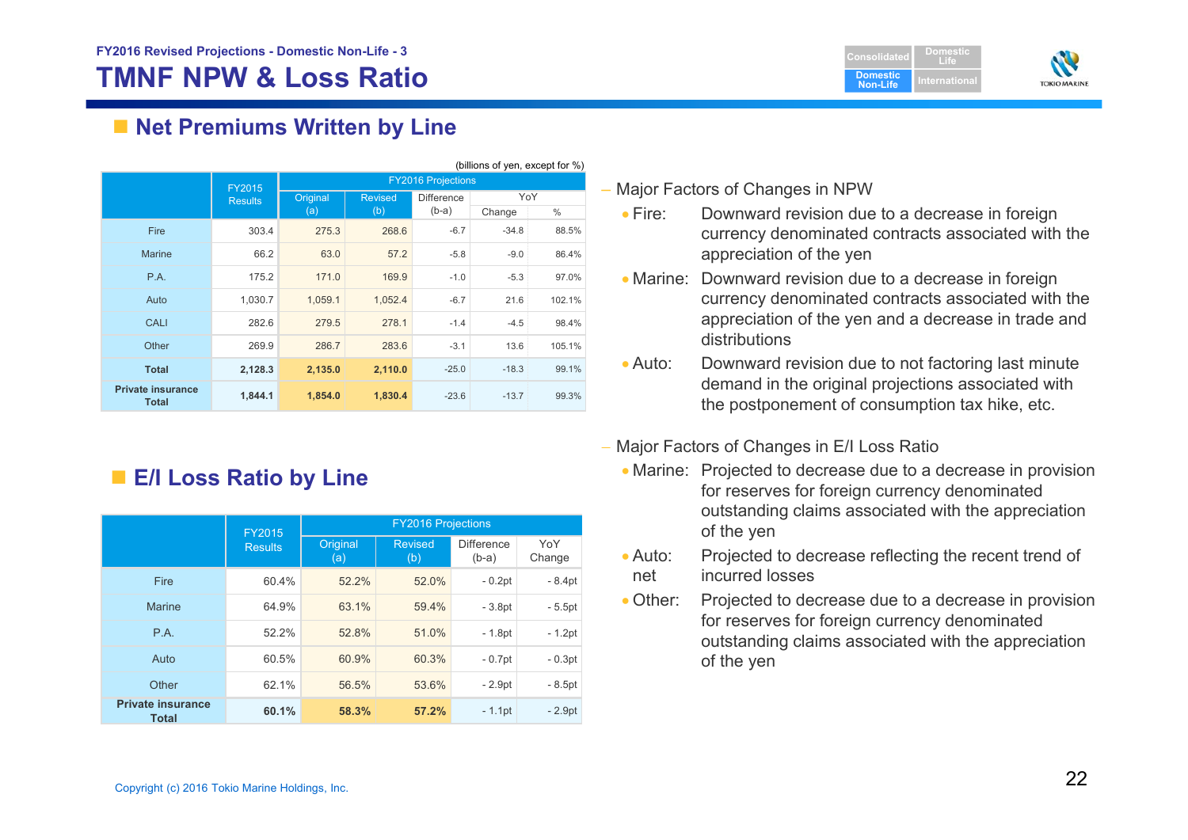FY2016 Revised Projections - Domestic Non-Life - 3

# TMNF NPW & Loss Ratio

## Net Premiums Written by Line

(billions of yen, except for %)

| | FY2015 Results | FY2016 Projections | | | | |
|---|---|---|---|---|---|---|
| | | Original (a) | Revised (b) | Difference (b-a) | YoY | |
| | | | | | Change | % |
| Fire | 303.4 | 275.3 | 268.6 | -6.7 | -34.8 | 88.5% |
| Marine | 66.2 | 63.0 | 57.2 | -5.8 | -9.0 | 86.4% |
| P.A. | 175.2 | 171.0 | 169.9 | -1.0 | -5.3 | 97.0% |
| Auto | 1,030.7 | 1,059.1 | 1,052.4 | -6.7 | 21.6 | 102.1% |
| CALI | 282.6 | 279.5 | 278.1 | -1.4 | -4.5 | 98.4% |
| Other | 269.9 | 286.7 | 283.6 | -3.1 | 13.6 | 105.1% |
| **Total** | **2,128.3** | **2,135.0** | **2,110.0** | -25.0 | -18.3 | 99.1% |
| **Private insurance Total** | **1,844.1** | **1,854.0** | **1,830.4** | -23.6 | -13.7 | 99.3% |

– Major Factors of Changes in NPW

- Fire: Downward revision due to a decrease in foreign currency denominated contracts associated with the appreciation of the yen
- Marine: Downward revision due to a decrease in foreign currency denominated contracts associated with the appreciation of the yen and a decrease in trade and distributions
- Auto: Downward revision due to not factoring last minute demand in the original projections associated with the postponement of consumption tax hike, etc.

## E/I Loss Ratio by Line

| | FY2015 Results | FY2016 Projections | | | |
|---|---|---|---|---|---|
| | | Original (a) | Revised (b) | Difference (b-a) | YoY Change |
| Fire | 60.4% | 52.2% | 52.0% | - 0.2pt | - 8.4pt |
| Marine | 64.9% | 63.1% | 59.4% | - 3.8pt | - 5.5pt |
| P.A. | 52.2% | 52.8% | 51.0% | - 1.8pt | - 1.2pt |
| Auto | 60.5% | 60.9% | 60.3% | - 0.7pt | - 0.3pt |
| Other | 62.1% | 56.5% | 53.6% | - 2.9pt | - 8.5pt |
| **Private insurance Total** | **60.1%** | **58.3%** | **57.2%** | - 1.1pt | - 2.9pt |

– Major Factors of Changes in E/I Loss Ratio

- Marine: Projected to decrease due to a decrease in provision for reserves for foreign currency denominated outstanding claims associated with the appreciation of the yen
- Auto: net Projected to decrease reflecting the recent trend of incurred losses
- Other: Projected to decrease due to a decrease in provision for reserves for foreign currency denominated outstanding claims associated with the appreciation of the yen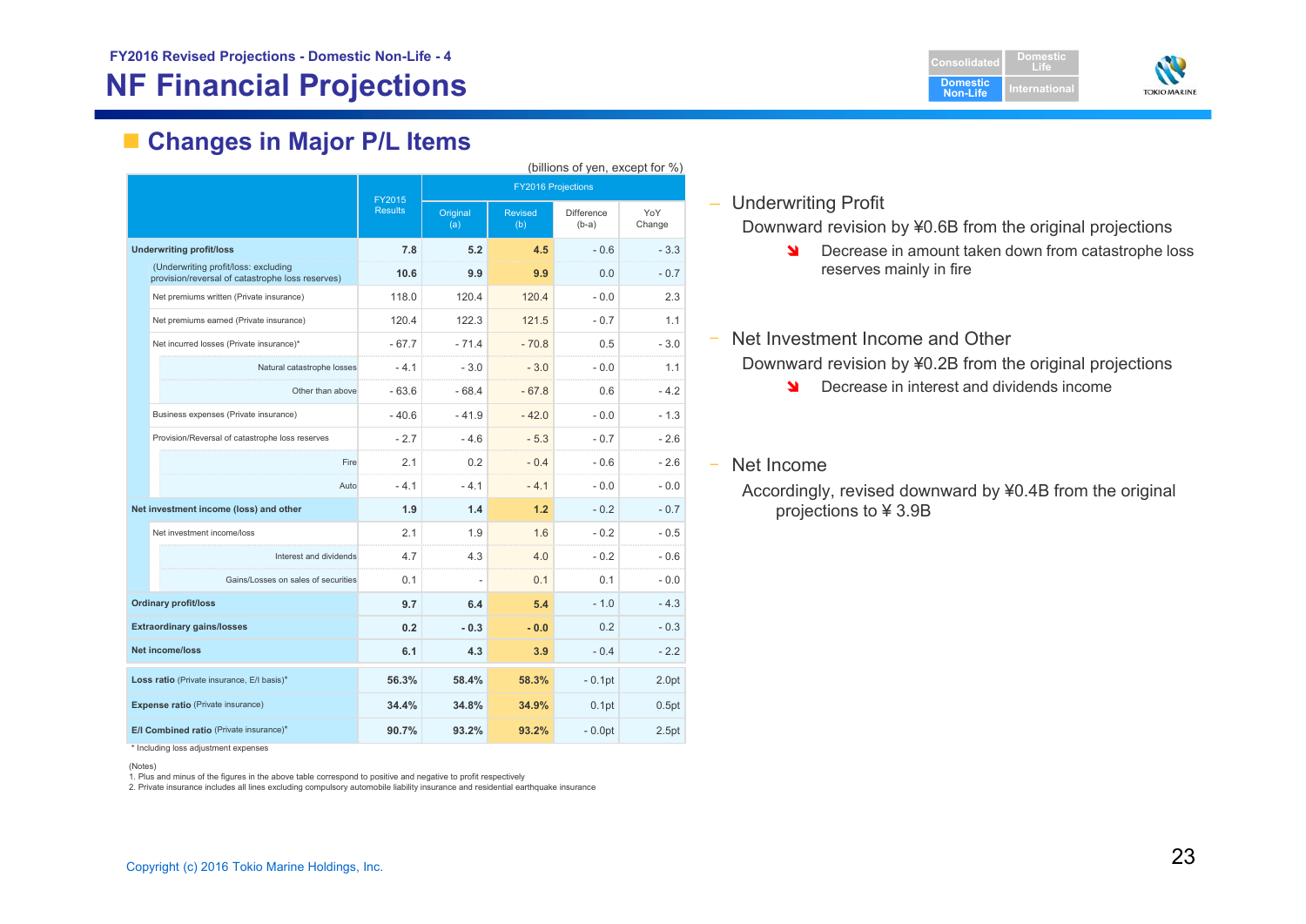FY2016 Revised Projections - Domestic Non-Life - 4

# NF Financial Projections

## Changes in Major P/L Items

(billions of yen, except for %)

| | FY2015 Results | FY2016 Projections | | | |
|---|---|---|---|---|---|
| | | Original (a) | Revised (b) | Difference (b-a) | YoY Change |
| **Underwriting profit/loss** | **7.8** | **5.2** | **4.5** | - 0.6 | - 3.3 |
| (Underwriting profit/loss: excluding provision/reversal of catastrophe loss reserves) | **10.6** | **9.9** | **9.9** | 0.0 | - 0.7 |
| Net premiums written (Private insurance) | 118.0 | 120.4 | 120.4 | - 0.0 | 2.3 |
| Net premiums earned (Private insurance) | 120.4 | 122.3 | 121.5 | - 0.7 | 1.1 |
| Net incurred losses (Private insurance)* | - 67.7 | - 71.4 | - 70.8 | 0.5 | - 3.0 |
| Natural catastrophe losses | - 4.1 | - 3.0 | - 3.0 | - 0.0 | 1.1 |
| Other than above | - 63.6 | - 68.4 | - 67.8 | 0.6 | - 4.2 |
| Business expenses (Private insurance) | - 40.6 | - 41.9 | - 42.0 | - 0.0 | - 1.3 |
| Provision/Reversal of catastrophe loss reserves | - 2.7 | - 4.6 | - 5.3 | - 0.7 | - 2.6 |
| Fire | 2.1 | 0.2 | - 0.4 | - 0.6 | - 2.6 |
| Auto | - 4.1 | - 4.1 | - 4.1 | - 0.0 | - 0.0 |
| **Net investment income (loss) and other** | **1.9** | **1.4** | **1.2** | - 0.2 | - 0.7 |
| Net investment income/loss | 2.1 | 1.9 | 1.6 | - 0.2 | - 0.5 |
| Interest and dividends | 4.7 | 4.3 | 4.0 | - 0.2 | - 0.6 |
| Gains/Losses on sales of securities | 0.1 | - | 0.1 | 0.1 | - 0.0 |
| **Ordinary profit/loss** | **9.7** | **6.4** | **5.4** | - 1.0 | - 4.3 |
| **Extraordinary gains/losses** | **0.2** | **- 0.3** | **- 0.0** | 0.2 | - 0.3 |
| **Net income/loss** | **6.1** | **4.3** | **3.9** | - 0.4 | - 2.2 |
| **Loss ratio** (Private insurance, E/I basis)* | **56.3%** | **58.4%** | **58.3%** | - 0.1pt | 2.0pt |
| **Expense ratio** (Private insurance) | **34.4%** | **34.8%** | **34.9%** | 0.1pt | 0.5pt |
| **E/I Combined ratio** (Private insurance)* | **90.7%** | **93.2%** | **93.2%** | - 0.0pt | 2.5pt |

\* Including loss adjustment expenses

(Notes)
1. Plus and minus of the figures in the above table correspond to positive and negative to profit respectively
2. Private insurance includes all lines excluding compulsory automobile liability insurance and residential earthquake insurance

- Underwriting Profit
  - Downward revision by ¥0.6B from the original projections
    - Decrease in amount taken down from catastrophe loss reserves mainly in fire
- Net Investment Income and Other
  - Downward revision by ¥0.2B from the original projections
    - Decrease in interest and dividends income
- Net Income
  - Accordingly, revised downward by ¥0.4B from the original projections to ¥ 3.9B

Copyright (c) 2016 Tokio Marine Holdings, Inc.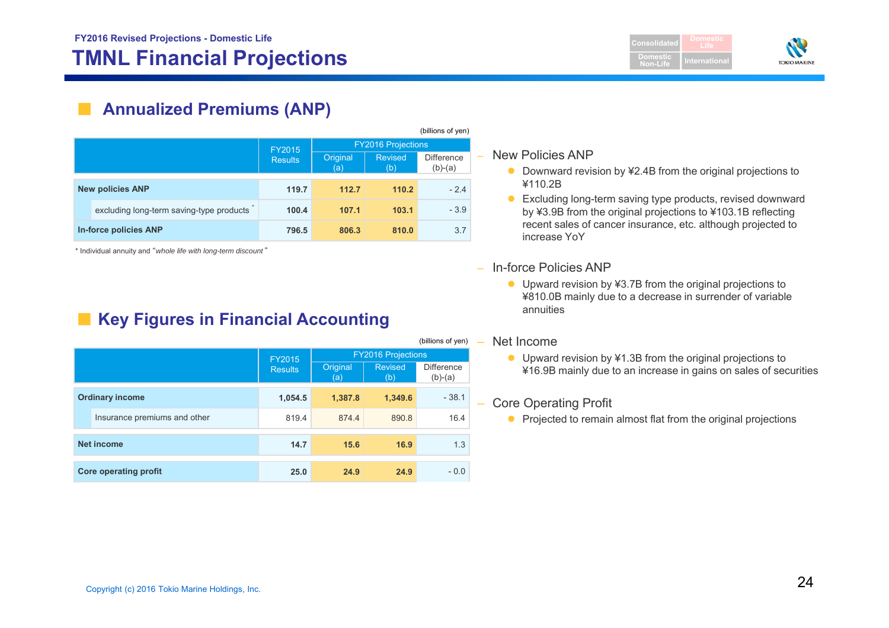FY2016 Revised Projections - Domestic Life

# TMNL Financial Projections

## Annualized Premiums (ANP)

(billions of yen)

| | FY2015 Results | FY2016 Projections | | |
|---|---|---|---|---|
| | | Original (a) | Revised (b) | Difference (b)-(a) |
| **New policies ANP** | 119.7 | 112.7 | 110.2 | - 2.4 |
| excluding long-term saving-type products * | 100.4 | 107.1 | 103.1 | - 3.9 |
| **In-force policies ANP** | 796.5 | 806.3 | 810.0 | 3.7 |

\* Individual annuity and "*whole life with long-term discount*"

## Key Figures in Financial Accounting

(billions of yen)

| | FY2015 Results | FY2016 Projections | | |
|---|---|---|---|---|
| | | Original (a) | Revised (b) | Difference (b)-(a) |
| **Ordinary income** | 1,054.5 | 1,387.8 | 1,349.6 | - 38.1 |
| Insurance premiums and other | 819.4 | 874.4 | 890.8 | 16.4 |
| **Net income** | 14.7 | 15.6 | 16.9 | 1.3 |
| **Core operating profit** | 25.0 | 24.9 | 24.9 | - 0.0 |

- New Policies ANP
  - Downward revision by ¥2.4B from the original projections to ¥110.2B
  - Excluding long-term saving type products, revised downward by ¥3.9B from the original projections to ¥103.1B reflecting recent sales of cancer insurance, etc. although projected to increase YoY
- In-force Policies ANP
  - Upward revision by ¥3.7B from the original projections to ¥810.0B mainly due to a decrease in surrender of variable annuities
- Net Income
  - Upward revision by ¥1.3B from the original projections to ¥16.9B mainly due to an increase in gains on sales of securities
- Core Operating Profit
  - Projected to remain almost flat from the original projections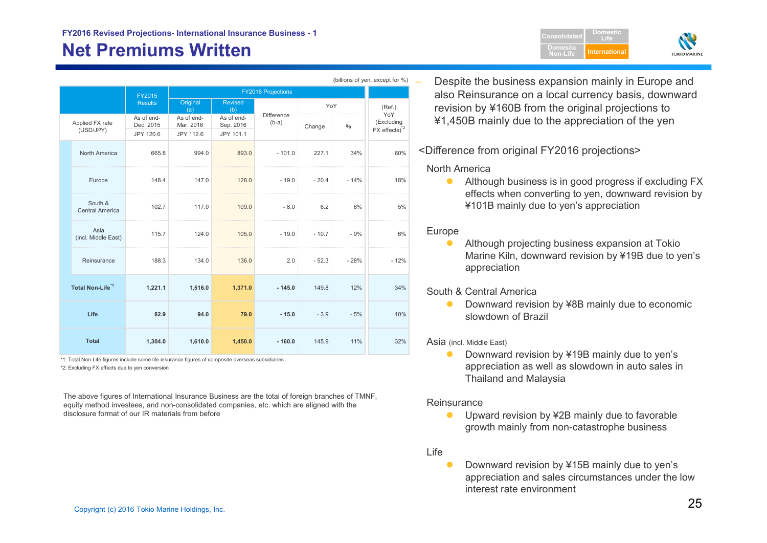FY2016 Revised Projections- International Insurance Business - 1

# Net Premiums Written

(billions of yen, except for %)

| | FY2015 Results | FY2016 Projections Original (a) | FY2016 Projections Revised (b) | Difference (b-a) | YoY Change | YoY % | (Ref.) YoY (Excluding FX effects)[*2] |
|---|---|---|---|---|---|---|---|
| Applied FX rate (USD/JPY) | As of end-Dec. 2015 JPY 120.6 | As of end-Mar. 2016 JPY 112.6 | As of end-Sep. 2016 JPY 101.1 | | | | |
| North America | 665.8 | 994.0 | 893.0 | - 101.0 | 227.1 | 34% | 60% |
| Europe | 148.4 | 147.0 | 128.0 | - 19.0 | - 20.4 | - 14% | 18% |
| South & Central America | 102.7 | 117.0 | 109.0 | - 8.0 | 6.2 | 6% | 5% |
| Asia (incl. Middle East) | 115.7 | 124.0 | 105.0 | - 19.0 | - 10.7 | - 9% | 6% |
| Reinsurance | 188.3 | 134.0 | 136.0 | 2.0 | - 52.3 | - 28% | - 12% |
| **Total Non-Life[*1]** | **1,221.1** | **1,516.0** | **1,371.0** | **- 145.0** | 149.8 | 12% | 34% |
| **Life** | **82.9** | **94.0** | **79.0** | **- 15.0** | - 3.9 | - 5% | 10% |
| **Total** | **1,304.0** | **1,610.0** | **1,450.0** | **- 160.0** | 145.9 | 11% | 32% |

*1: Total Non-Life figures include some life insurance figures of composite overseas subsidiaries

*2: Excluding FX effects due to yen conversion

The above figures of International Insurance Business are the total of foreign branches of TMNF, equity method investees, and non-consolidated companies, etc. which are aligned with the disclosure format of our IR materials from before

- Despite the business expansion mainly in Europe and also Reinsurance on a local currency basis, downward revision by ¥160B from the original projections to ¥1,450B mainly due to the appreciation of the yen

<Difference from original FY2016 projections>

North America

- Although business is in good progress if excluding FX effects when converting to yen, downward revision by ¥101B mainly due to yen's appreciation

Europe

- Although projecting business expansion at Tokio Marine Kiln, downward revision by ¥19B due to yen's appreciation

South & Central America

- Downward revision by ¥8B mainly due to economic slowdown of Brazil

Asia (incl. Middle East)

- Downward revision by ¥19B mainly due to yen's appreciation as well as slowdown in auto sales in Thailand and Malaysia

Reinsurance

- Upward revision by ¥2B mainly due to favorable growth mainly from non-catastrophe business

Life

- Downward revision by ¥15B mainly due to yen's appreciation and sales circumstances under the low interest rate environment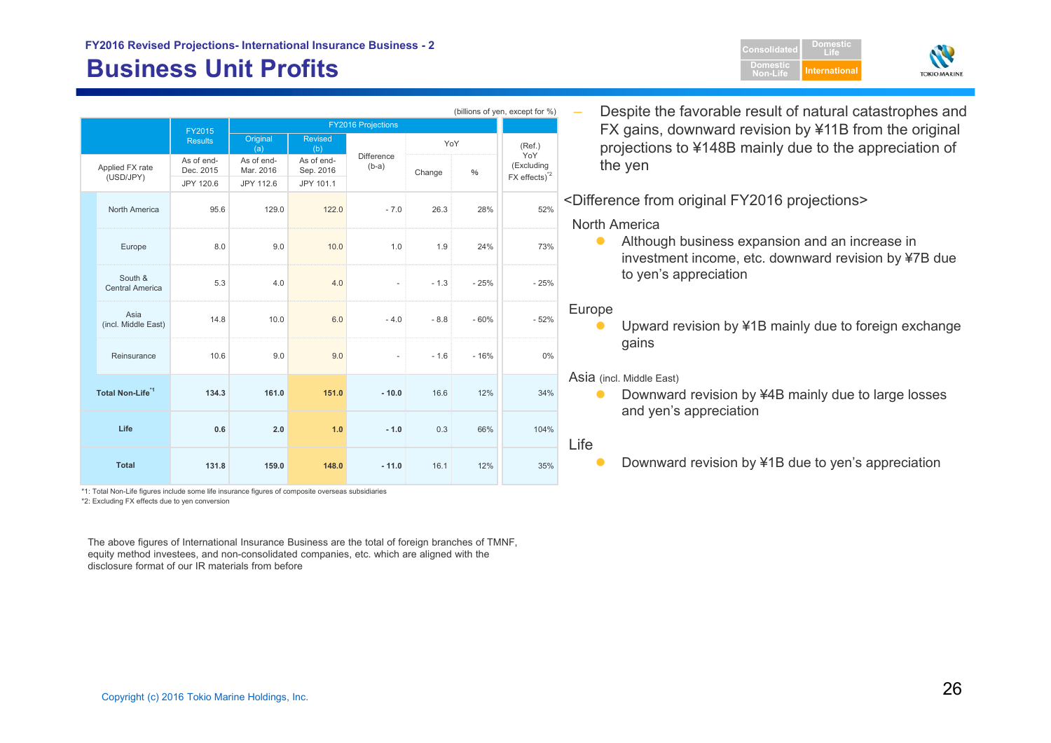FY2016 Revised Projections- International Insurance Business - 2

# Business Unit Profits

(billions of yen, except for %)

| | FY2015 Results | FY2016 Projections Original (a) | FY2016 Projections Revised (b) | Difference (b-a) | YoY Change | YoY % | (Ref.) YoY (Excluding FX effects)[*2] |
|---|---|---|---|---|---|---|---|
| Applied FX rate (USD/JPY) | As of end-Dec. 2015 JPY 120.6 | As of end-Mar. 2016 JPY 112.6 | As of end-Sep. 2016 JPY 101.1 | | | | |
| North America | 95.6 | 129.0 | 122.0 | - 7.0 | 26.3 | 28% | 52% |
| Europe | 8.0 | 9.0 | 10.0 | 1.0 | 1.9 | 24% | 73% |
| South & Central America | 5.3 | 4.0 | 4.0 | - | - 1.3 | - 25% | - 25% |
| Asia (incl. Middle East) | 14.8 | 10.0 | 6.0 | - 4.0 | - 8.8 | - 60% | - 52% |
| Reinsurance | 10.6 | 9.0 | 9.0 | - | - 1.6 | - 16% | 0% |
| **Total Non-Life[*1]** | **134.3** | **161.0** | **151.0** | **- 10.0** | 16.6 | 12% | 34% |
| **Life** | **0.6** | **2.0** | **1.0** | **- 1.0** | 0.3 | 66% | 104% |
| **Total** | **131.8** | **159.0** | **148.0** | **- 11.0** | 16.1 | 12% | 35% |

*1: Total Non-Life figures include some life insurance figures of composite overseas subsidiaries

*2: Excluding FX effects due to yen conversion

The above figures of International Insurance Business are the total of foreign branches of TMNF, equity method investees, and non-consolidated companies, etc. which are aligned with the disclosure format of our IR materials from before

– Despite the favorable result of natural catastrophes and FX gains, downward revision by ¥11B from the original projections to ¥148B mainly due to the appreciation of the yen

<Difference from original FY2016 projections>

North America

- Although business expansion and an increase in investment income, etc. downward revision by ¥7B due to yen's appreciation

Europe

- Upward revision by ¥1B mainly due to foreign exchange gains

Asia (incl. Middle East)

- Downward revision by ¥4B mainly due to large losses and yen's appreciation

Life

- Downward revision by ¥1B due to yen's appreciation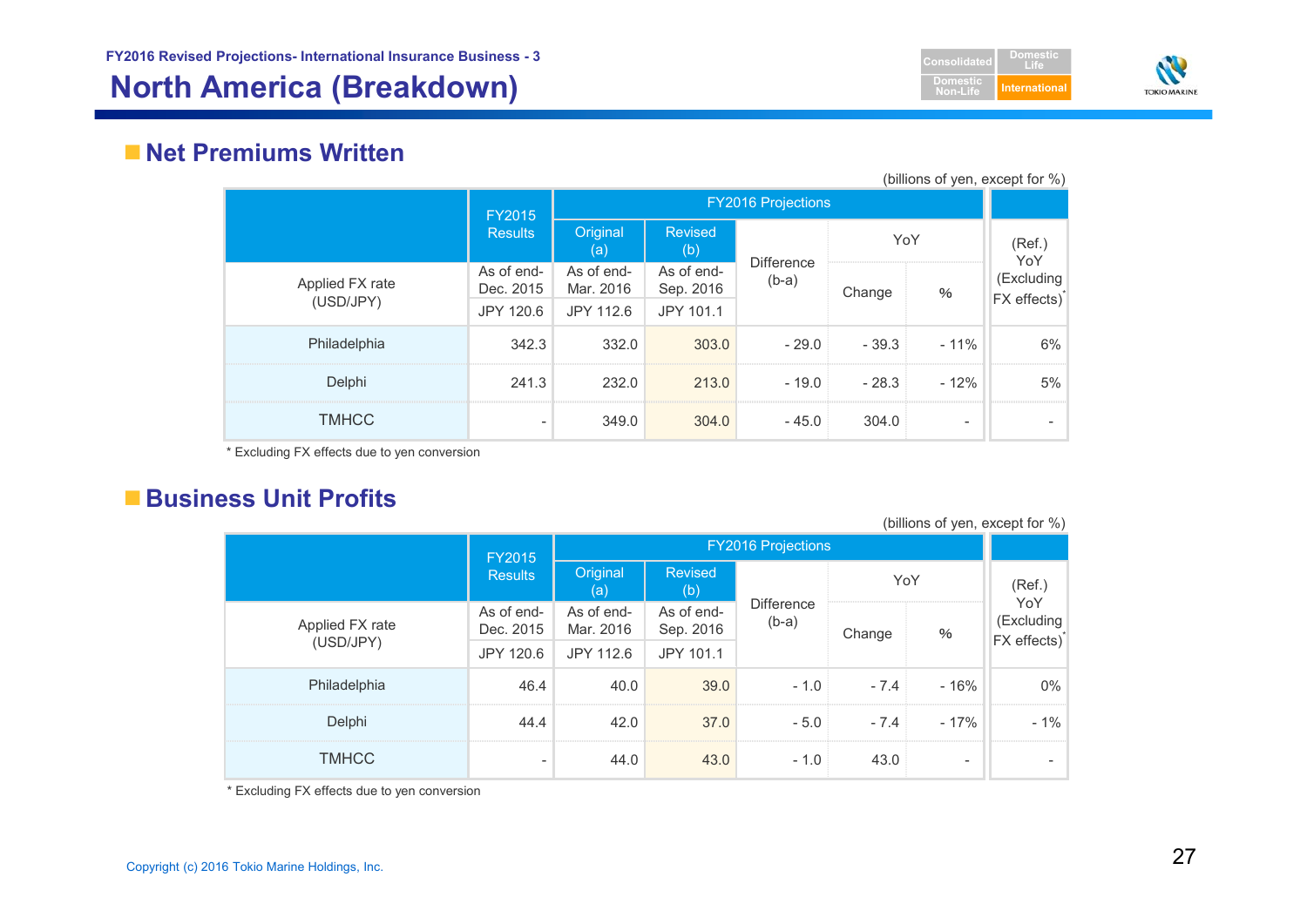FY2016 Revised Projections- International Insurance Business - 3

# North America (Breakdown)

## Net Premiums Written

(billions of yen, except for %)

| | FY2015 Results | FY2016 Projections | | | | | (Ref.) YoY (Excluding FX effects)* |
|---|---|---|---|---|---|---|---|
| | | Original (a) | Revised (b) | Difference (b-a) | YoY | | |
| Applied FX rate (USD/JPY) | As of end-Dec. 2015 | As of end-Mar. 2016 | As of end-Sep. 2016 | | Change | % | |
| | JPY 120.6 | JPY 112.6 | JPY 101.1 | | | | |
| Philadelphia | 342.3 | 332.0 | 303.0 | - 29.0 | - 39.3 | - 11% | 6% |
| Delphi | 241.3 | 232.0 | 213.0 | - 19.0 | - 28.3 | - 12% | 5% |
| TMHCC | - | 349.0 | 304.0 | - 45.0 | 304.0 | - | - |

\* Excluding FX effects due to yen conversion

## Business Unit Profits

(billions of yen, except for %)

| | FY2015 Results | FY2016 Projections | | | | | (Ref.) YoY (Excluding FX effects)* |
|---|---|---|---|---|---|---|---|
| | | Original (a) | Revised (b) | Difference (b-a) | YoY | | |
| Applied FX rate (USD/JPY) | As of end-Dec. 2015 | As of end-Mar. 2016 | As of end-Sep. 2016 | | Change | % | |
| | JPY 120.6 | JPY 112.6 | JPY 101.1 | | | | |
| Philadelphia | 46.4 | 40.0 | 39.0 | - 1.0 | - 7.4 | - 16% | 0% |
| Delphi | 44.4 | 42.0 | 37.0 | - 5.0 | - 7.4 | - 17% | - 1% |
| TMHCC | - | 44.0 | 43.0 | - 1.0 | 43.0 | - | - |

\* Excluding FX effects due to yen conversion

Copyright (c) 2016 Tokio Marine Holdings, Inc.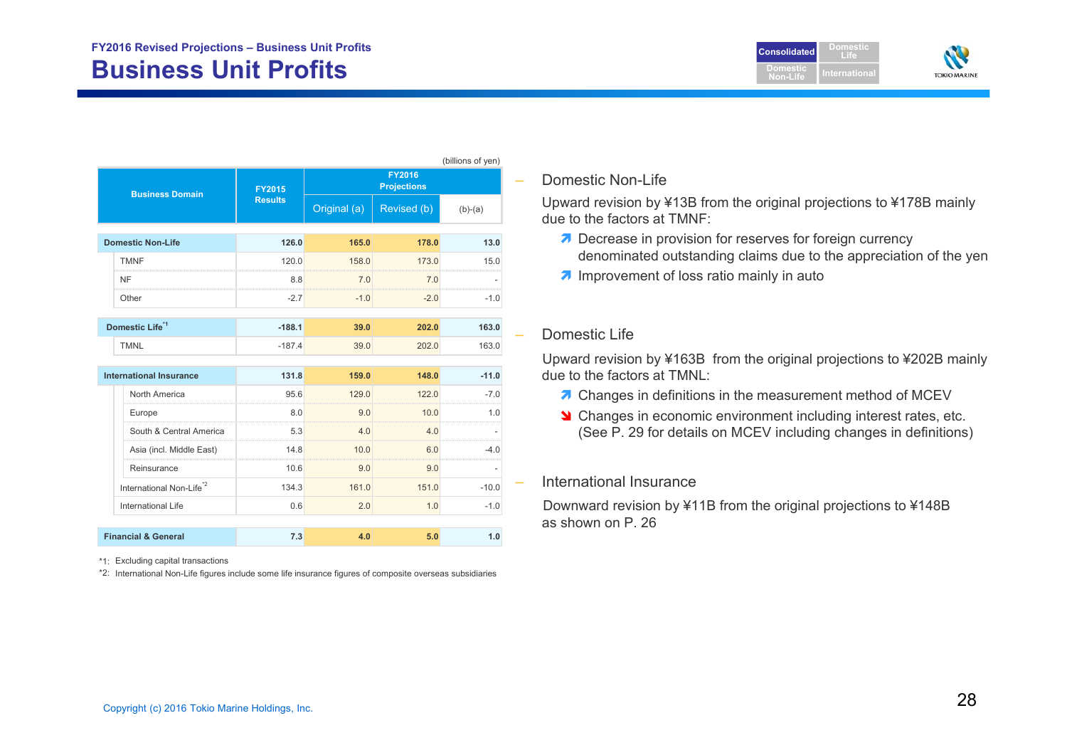FY2016 Revised Projections – Business Unit Profits

# Business Unit Profits

(billions of yen)

| Business Domain | FY2015 Results | FY2016 Projections | | |
|---|---|---|---|---|
| | | Original (a) | Revised (b) | (b)-(a) |
| **Domestic Non-Life** | **126.0** | **165.0** | **178.0** | **13.0** |
| TMNF | 120.0 | 158.0 | 173.0 | 15.0 |
| NF | 8.8 | 7.0 | 7.0 | - |
| Other | -2.7 | -1.0 | -2.0 | -1.0 |
| **Domestic Life**[*1] | **-188.1** | **39.0** | **202.0** | **163.0** |
| TMNL | -187.4 | 39.0 | 202.0 | 163.0 |
| **International Insurance** | **131.8** | **159.0** | **148.0** | **-11.0** |
| North America | 95.6 | 129.0 | 122.0 | -7.0 |
| Europe | 8.0 | 9.0 | 10.0 | 1.0 |
| South & Central America | 5.3 | 4.0 | 4.0 | - |
| Asia (incl. Middle East) | 14.8 | 10.0 | 6.0 | -4.0 |
| Reinsurance | 10.6 | 9.0 | 9.0 | - |
| International Non-Life[*2] | 134.3 | 161.0 | 151.0 | -10.0 |
| International Life | 0.6 | 2.0 | 1.0 | -1.0 |
| **Financial & General** | **7.3** | **4.0** | **5.0** | **1.0** |

*1: Excluding capital transactions

*2: International Non-Life figures include some life insurance figures of composite overseas subsidiaries

- Domestic Non-Life

  Upward revision by ¥13B from the original projections to ¥178B mainly due to the factors at TMNF:
  - ↗ Decrease in provision for reserves for foreign currency denominated outstanding claims due to the appreciation of the yen
  - ↗ Improvement of loss ratio mainly in auto

- Domestic Life

  Upward revision by ¥163B from the original projections to ¥202B mainly due to the factors at TMNL:
  - ↗ Changes in definitions in the measurement method of MCEV
  - ↘ Changes in economic environment including interest rates, etc. (See P. 29 for details on MCEV including changes in definitions)

- International Insurance

  Downward revision by ¥11B from the original projections to ¥148B as shown on P. 26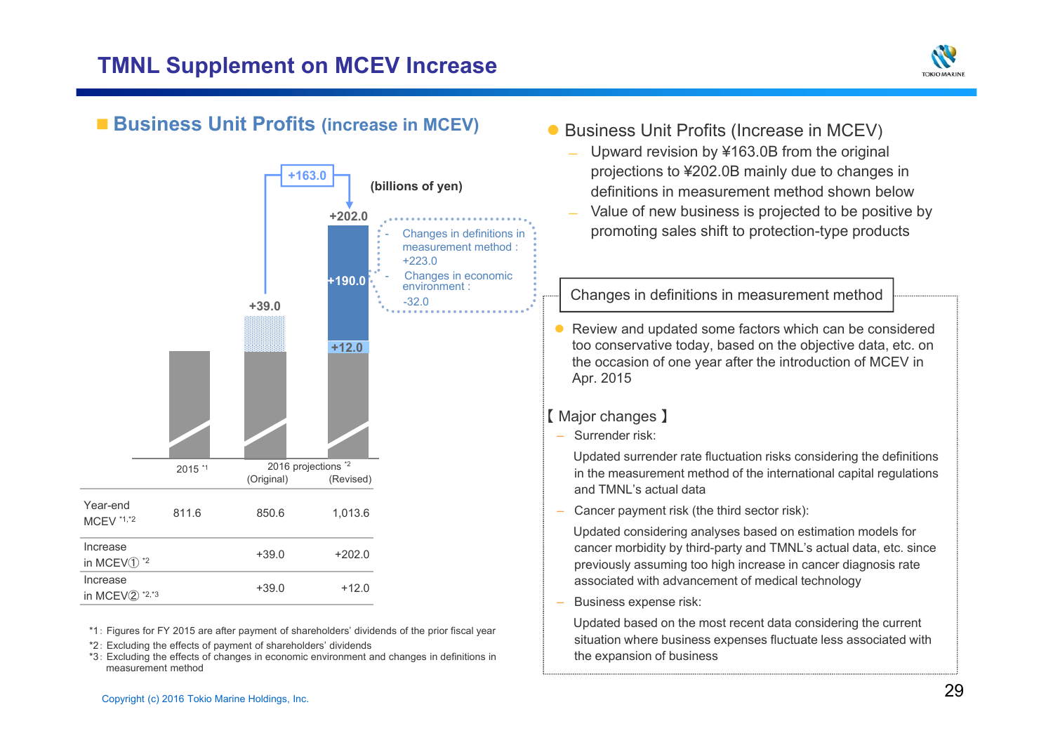# TMNL Supplement on MCEV Increase

## Business Unit Profits (increase in MCEV)

(billions of yen)

+163.0

- Changes in definitions in measurement method : +223.0
- Changes in economic environment : -32.0

| | 2015 [1] | 2016 projections [2] (Original) | 2016 projections [2] (Revised) |
|---|---|---|---|
| Year-end MCEV [1,2] | 811.6 | 850.6 | 1,013.6 |
| Increase in MCEV① [2] | | +39.0 | +202.0 |
| Increase in MCEV② [2,3] | | +39.0 | +12.0 |

*1: Figures for FY 2015 are after payment of shareholders' dividends of the prior fiscal year

*2: Excluding the effects of payment of shareholders' dividends

*3: Excluding the effects of changes in economic environment and changes in definitions in measurement method

- Business Unit Profits (Increase in MCEV)
  - Upward revision by ¥163.0B from the original projections to ¥202.0B mainly due to changes in definitions in measurement method shown below
  - Value of new business is projected to be positive by promoting sales shift to protection-type products

### Changes in definitions in measurement method

- Review and updated some factors which can be considered too conservative today, based on the objective data, etc. on the occasion of one year after the introduction of MCEV in Apr. 2015

【 Major changes 】

- Surrender risk:

  Updated surrender rate fluctuation risks considering the definitions in the measurement method of the international capital regulations and TMNL's actual data

- Cancer payment risk (the third sector risk):

  Updated considering analyses based on estimation models for cancer morbidity by third-party and TMNL's actual data, etc. since previously assuming too high increase in cancer diagnosis rate associated with advancement of medical technology

- Business expense risk:

  Updated based on the most recent data considering the current situation where business expenses fluctuate less associated with the expansion of business

Copyright (c) 2016 Tokio Marine Holdings, Inc.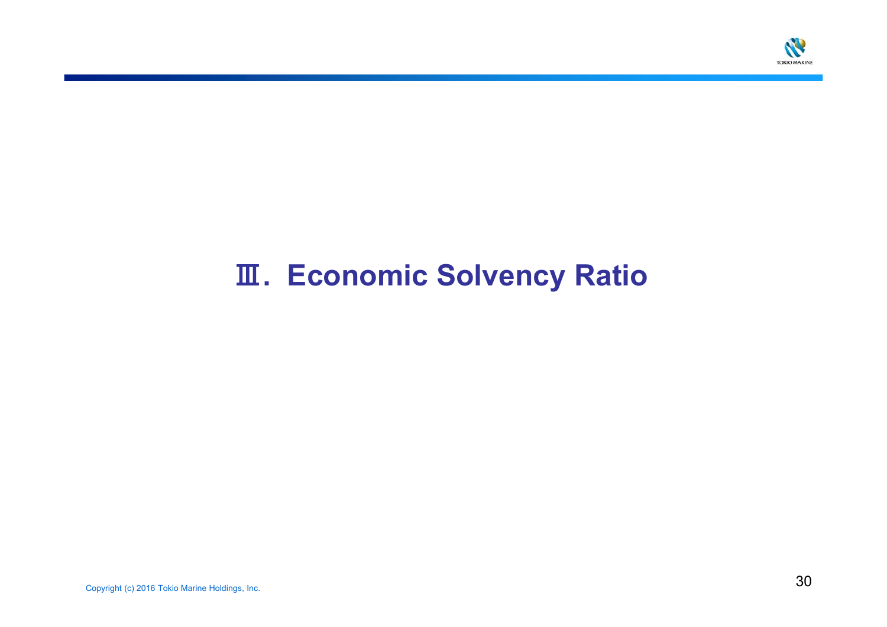# Ⅲ. Economic Solvency Ratio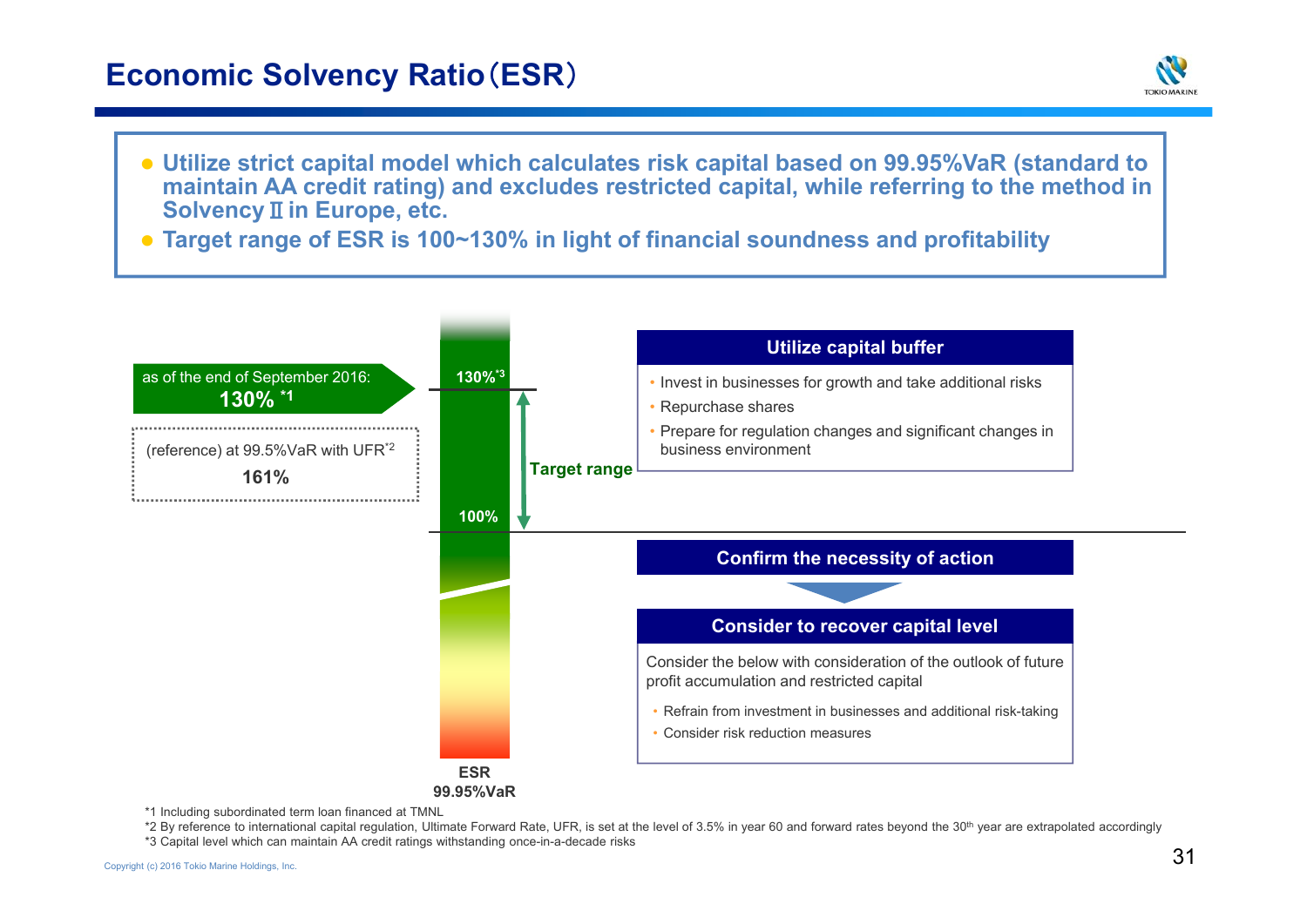# Economic Solvency Ratio（ESR）

- **Utilize strict capital model which calculates risk capital based on 99.95%VaR (standard to maintain AA credit rating) and excludes restricted capital, while referring to the method in Solvency Ⅱ in Europe, etc.**
- **Target range of ESR is 100~130% in light of financial soundness and profitability**

as of the end of September 2016:
**130%** *1

(reference) at 99.5%VaR with UFR*2
**161%**

**130%*3**

**Target range**

**100%**

**ESR**
**99.95%VaR**

**Utilize capital buffer**

- Invest in businesses for growth and take additional risks
- Repurchase shares
- Prepare for regulation changes and significant changes in business environment

**Confirm the necessity of action**

**Consider to recover capital level**

Consider the below with consideration of the outlook of future profit accumulation and restricted capital

- Refrain from investment in businesses and additional risk-taking
- Consider risk reduction measures

*1 Including subordinated term loan financed at TMNL

*2 By reference to international capital regulation, Ultimate Forward Rate, UFR, is set at the level of 3.5% in year 60 and forward rates beyond the 30th year are extrapolated accordingly

*3 Capital level which can maintain AA credit ratings withstanding once-in-a-decade risks

Copyright (c) 2016 Tokio Marine Holdings, Inc.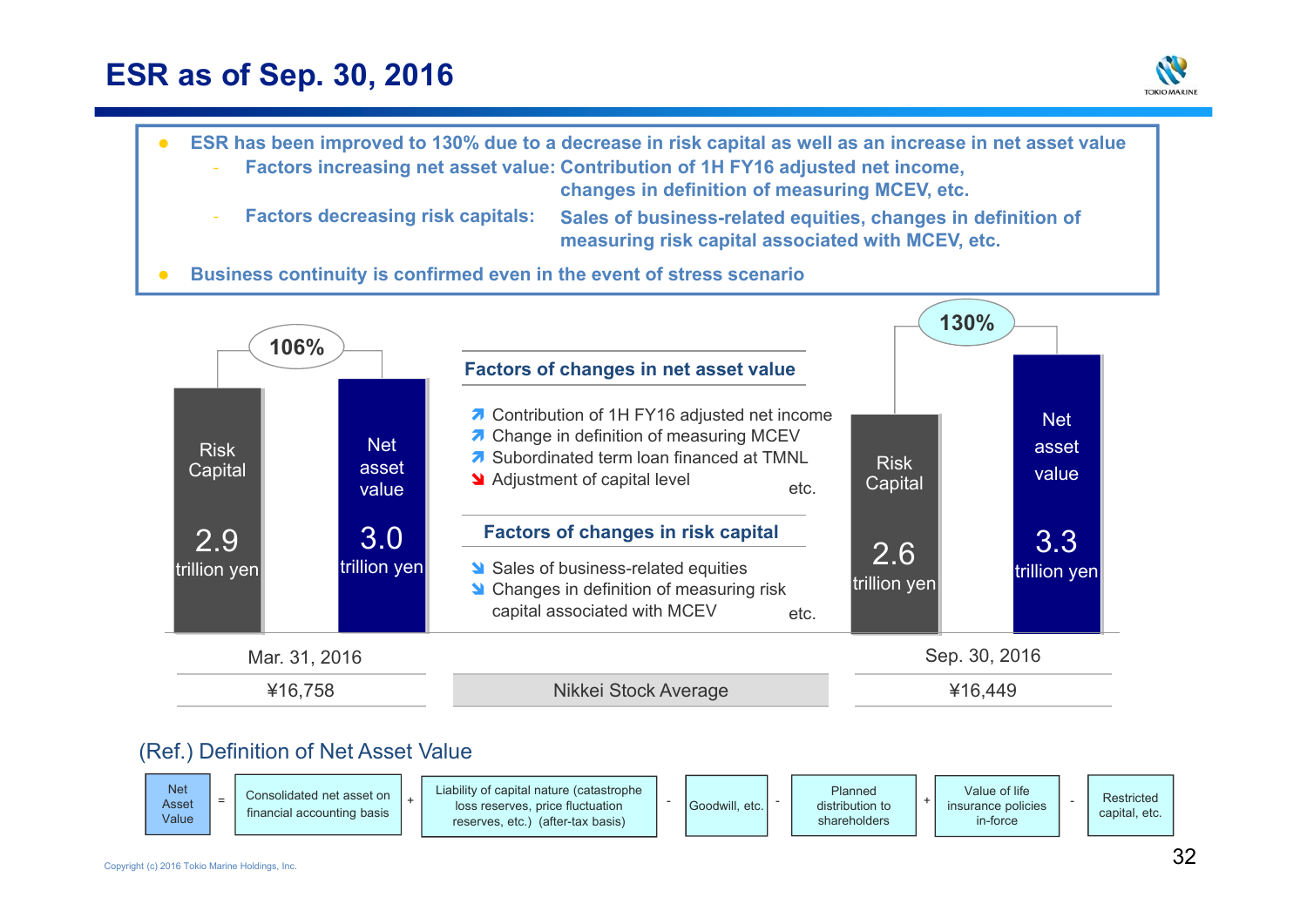# ESR as of Sep. 30, 2016

- ESR has been improved to 130% due to a decrease in risk capital as well as an increase in net asset value
  - Factors increasing net asset value: Contribution of 1H FY16 adjusted net income, changes in definition of measuring MCEV, etc.
  - Factors decreasing risk capitals: Sales of business-related equities, changes in definition of measuring risk capital associated with MCEV, etc.
- Business continuity is confirmed even in the event of stress scenario

| | Risk Capital | Net asset value | ESR |
|---|---|---|---|
| Mar. 31, 2016 | 2.9 trillion yen | 3.0 trillion yen | 106% |
| Sep. 30, 2016 | 2.6 trillion yen | 3.3 trillion yen | 130% |

**Factors of changes in net asset value**

- ↗ Contribution of 1H FY16 adjusted net income
- ↗ Change in definition of measuring MCEV
- ↗ Subordinated term loan financed at TMNL
- ↘ Adjustment of capital level

etc.

**Factors of changes in risk capital**

- ↘ Sales of business-related equities
- ↘ Changes in definition of measuring risk capital associated with MCEV

etc.

| | Mar. 31, 2016 | Sep. 30, 2016 |
|---|---|---|
| Nikkei Stock Average | ¥16,758 | ¥16,449 |

(Ref.) Definition of Net Asset Value

Net Asset Value = Consolidated net asset on financial accounting basis + Liability of capital nature (catastrophe loss reserves, price fluctuation reserves, etc.) (after-tax basis) - Goodwill, etc. - Planned distribution to shareholders + Value of life insurance policies in-force - Restricted capital, etc.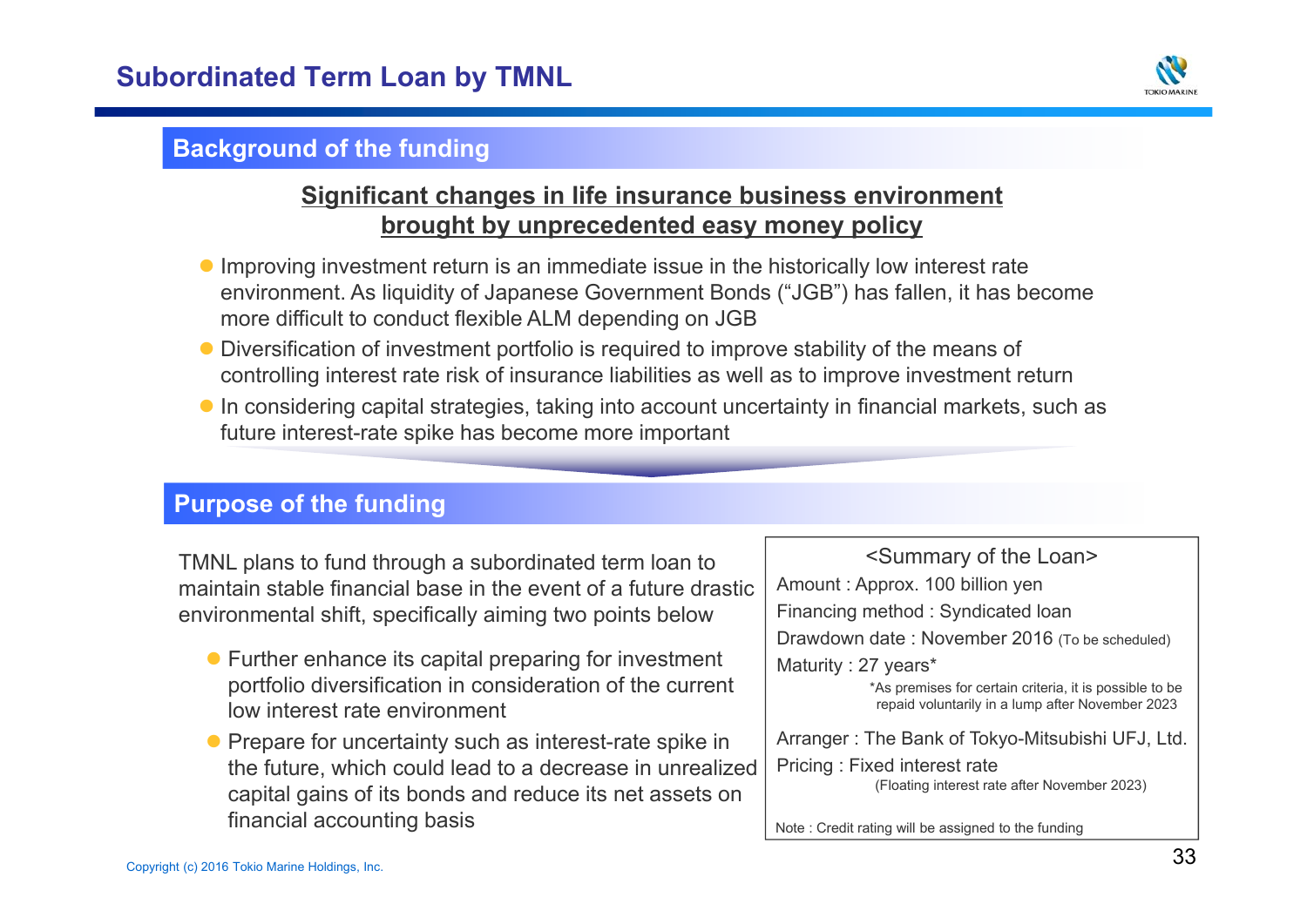# Subordinated Term Loan by TMNL

## Background of the funding

**Significant changes in life insurance business environment brought by unprecedented easy money policy**

- Improving investment return is an immediate issue in the historically low interest rate environment. As liquidity of Japanese Government Bonds ("JGB") has fallen, it has become more difficult to conduct flexible ALM depending on JGB
- Diversification of investment portfolio is required to improve stability of the means of controlling interest rate risk of insurance liabilities as well as to improve investment return
- In considering capital strategies, taking into account uncertainty in financial markets, such as future interest-rate spike has become more important

## Purpose of the funding

TMNL plans to fund through a subordinated term loan to maintain stable financial base in the event of a future drastic environmental shift, specifically aiming two points below

- Further enhance its capital preparing for investment portfolio diversification in consideration of the current low interest rate environment
- Prepare for uncertainty such as interest-rate spike in the future, which could lead to a decrease in unrealized capital gains of its bonds and reduce its net assets on financial accounting basis

**<Summary of the Loan>**

Amount : Approx. 100 billion yen

Financing method : Syndicated loan

Drawdown date : November 2016 (To be scheduled)

Maturity : 27 years*

*As premises for certain criteria, it is possible to be repaid voluntarily in a lump after November 2023

Arranger : The Bank of Tokyo-Mitsubishi UFJ, Ltd.

Pricing : Fixed interest rate

(Floating interest rate after November 2023)

Note : Credit rating will be assigned to the funding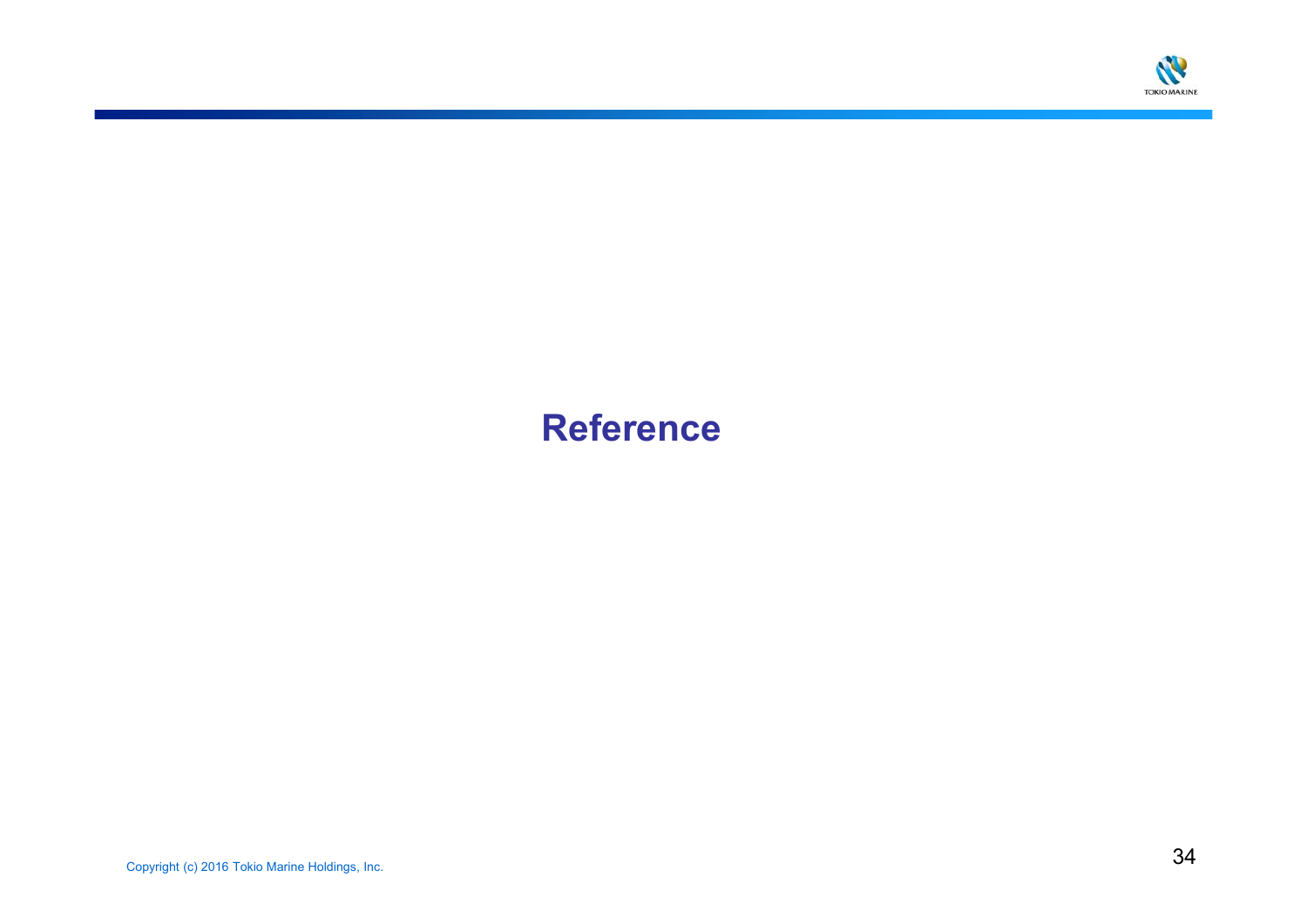# Reference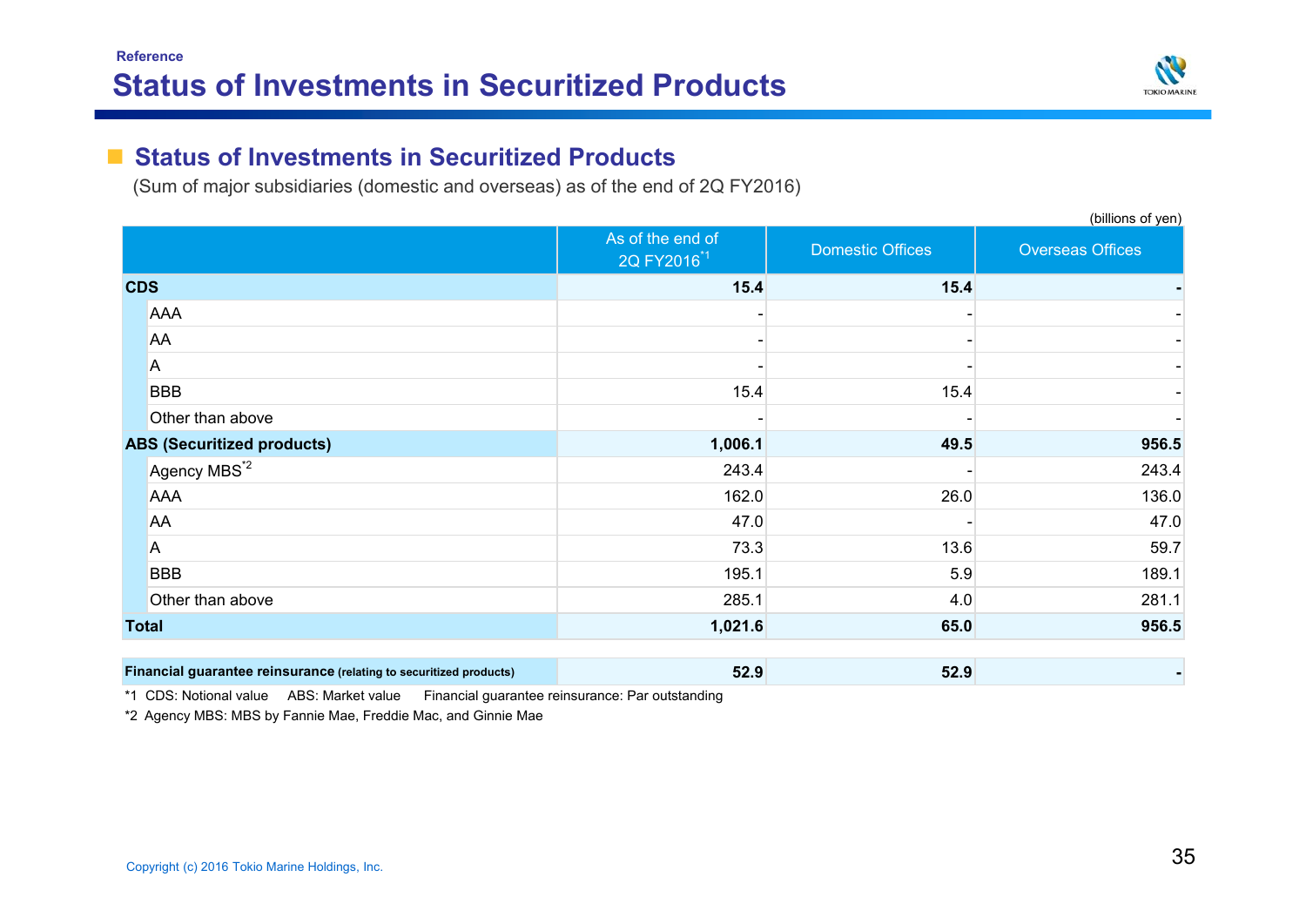Reference

# Status of Investments in Securitized Products

## Status of Investments in Securitized Products

(Sum of major subsidiaries (domestic and overseas) as of the end of 2Q FY2016)

(billions of yen)

| | As of the end of 2Q FY2016[*1] | Domestic Offices | Overseas Offices |
|---|---|---|---|
| **CDS** | **15.4** | **15.4** | **-** |
| AAA | - | - | - |
| AA | - | - | - |
| A | - | - | - |
| BBB | 15.4 | 15.4 | - |
| Other than above | - | - | - |
| **ABS (Securitized products)** | **1,006.1** | **49.5** | **956.5** |
| Agency MBS[*2] | 243.4 | - | 243.4 |
| AAA | 162.0 | 26.0 | 136.0 |
| AA | 47.0 | - | 47.0 |
| A | 73.3 | 13.6 | 59.7 |
| BBB | 195.1 | 5.9 | 189.1 |
| Other than above | 285.1 | 4.0 | 281.1 |
| **Total** | **1,021.6** | **65.0** | **956.5** |

| | | | |
|---|---|---|---|
| **Financial guarantee reinsurance** **(relating to securitized products)** | **52.9** | **52.9** | **-** |

*1 CDS: Notional value ABS: Market value Financial guarantee reinsurance: Par outstanding

*2 Agency MBS: MBS by Fannie Mae, Freddie Mac, and Ginnie Mae

Copyright (c) 2016 Tokio Marine Holdings, Inc.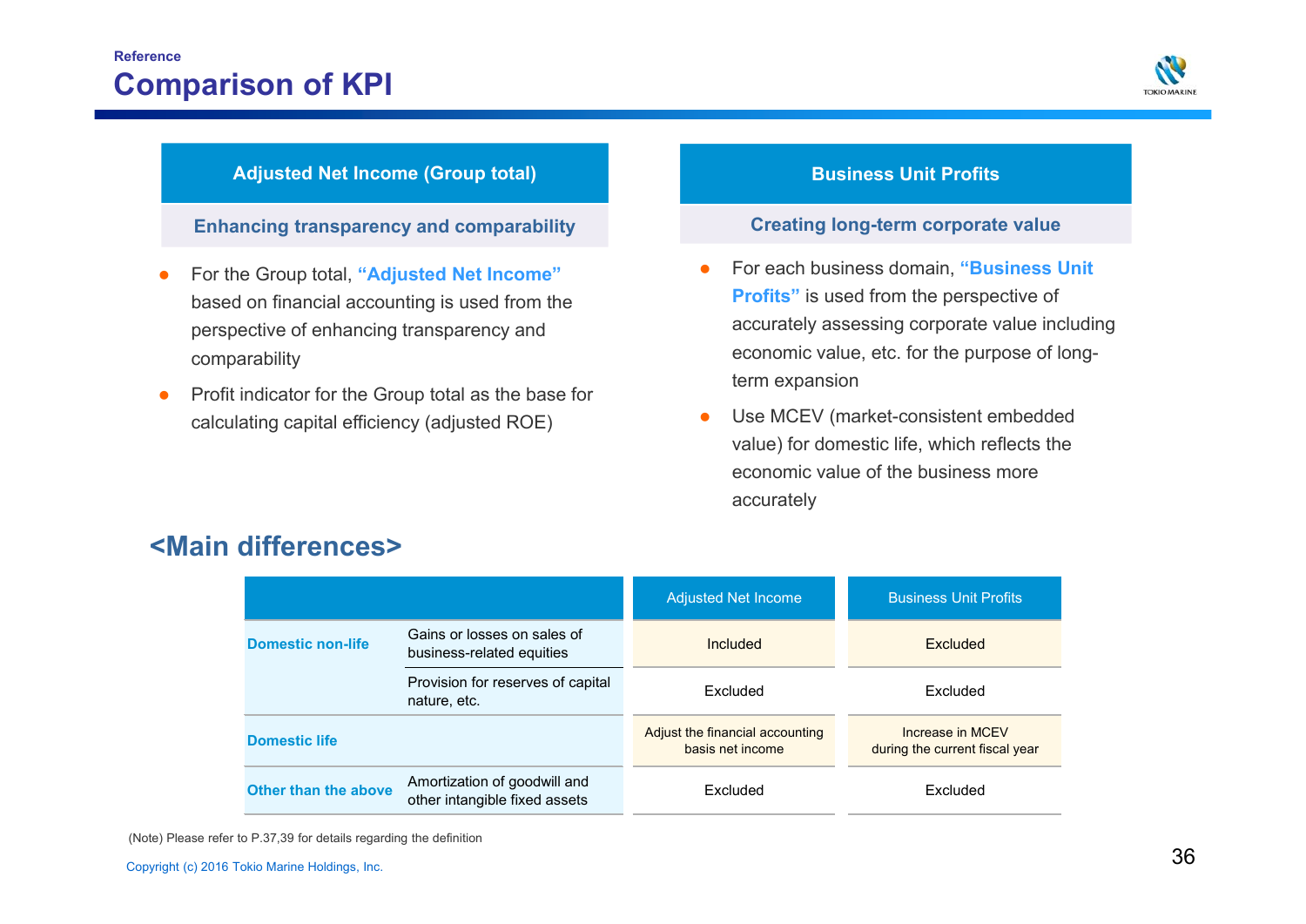Reference

# Comparison of KPI

## Adjusted Net Income (Group total)

**Enhancing transparency and comparability**

- For the Group total, **"Adjusted Net Income"** based on financial accounting is used from the perspective of enhancing transparency and comparability
- Profit indicator for the Group total as the base for calculating capital efficiency (adjusted ROE)

## Business Unit Profits

**Creating long-term corporate value**

- For each business domain, **"Business Unit Profits"** is used from the perspective of accurately assessing corporate value including economic value, etc. for the purpose of long-term expansion
- Use MCEV (market-consistent embedded value) for domestic life, which reflects the economic value of the business more accurately

## <Main differences>

| | | Adjusted Net Income | Business Unit Profits |
|---|---|---|---|
| **Domestic non-life** | Gains or losses on sales of business-related equities | Included | Excluded |
| | Provision for reserves of capital nature, etc. | Excluded | Excluded |
| **Domestic life** | | Adjust the financial accounting basis net income | Increase in MCEV during the current fiscal year |
| **Other than the above** | Amortization of goodwill and other intangible fixed assets | Excluded | Excluded |

(Note) Please refer to P.37,39 for details regarding the definition

Copyright (c) 2016 Tokio Marine Holdings, Inc.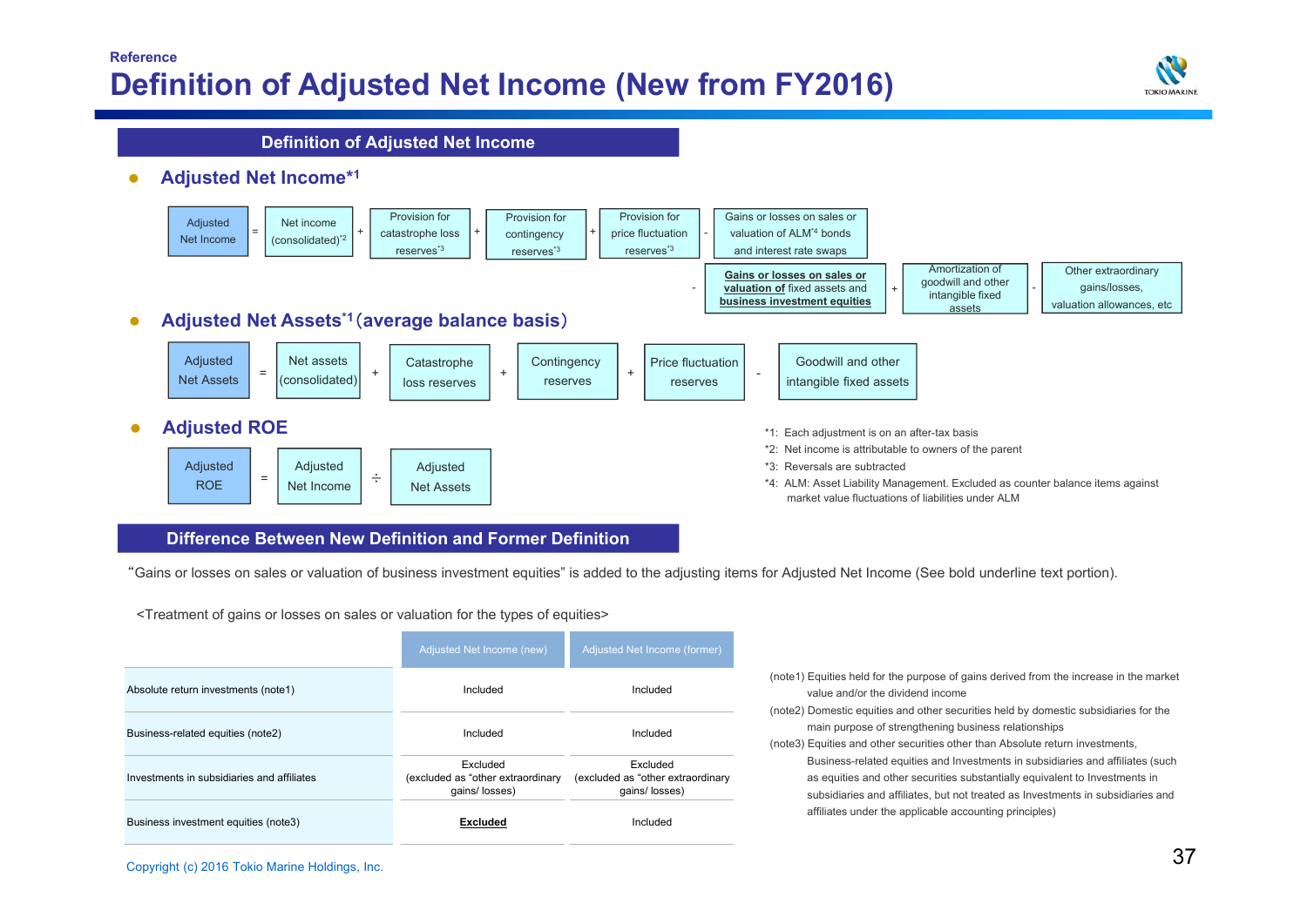Reference

# Definition of Adjusted Net Income (New from FY2016)

## Definition of Adjusted Net Income

### ● Adjusted Net Income[*1]

Adjusted Net Income = Net income (consolidated)[*2] + Provision for catastrophe loss reserves[*3] + Provision for contingency reserves[*3] + Provision for price fluctuation reserves[*3] - Gains or losses on sales or valuation of ALM[*4] bonds and interest rate swaps - **<u>Gains or losses on sales or valuation of</u>** fixed assets and **<u>business investment equities</u>** + Amortization of goodwill and other intangible fixed assets - Other extraordinary gains/losses, valuation allowances, etc

### ● Adjusted Net Assets[*1] (average balance basis)

Adjusted Net Assets = Net assets (consolidated) + Catastrophe loss reserves + Contingency reserves + Price fluctuation reserves - Goodwill and other intangible fixed assets

### ● Adjusted ROE

Adjusted ROE = Adjusted Net Income ÷ Adjusted Net Assets

*1: Each adjustment is on an after-tax basis
*2: Net income is attributable to owners of the parent
*3: Reversals are subtracted
*4: ALM: Asset Liability Management. Excluded as counter balance items against market value fluctuations of liabilities under ALM

## Difference Between New Definition and Former Definition

"Gains or losses on sales or valuation of business investment equities" is added to the adjusting items for Adjusted Net Income (See bold underline text portion).

<Treatment of gains or losses on sales or valuation for the types of equities>

| | Adjusted Net Income (new) | Adjusted Net Income (former) |
|---|---|---|
| Absolute return investments (note1) | Included | Included |
| Business-related equities (note2) | Included | Included |
| Investments in subsidiaries and affiliates | Excluded (excluded as "other extraordinary gains/ losses) | Excluded (excluded as "other extraordinary gains/ losses) |
| Business investment equities (note3) | **<u>Excluded</u>** | Included |

(note1) Equities held for the purpose of gains derived from the increase in the market value and/or the dividend income
(note2) Domestic equities and other securities held by domestic subsidiaries for the main purpose of strengthening business relationships
(note3) Equities and other securities other than Absolute return investments, Business-related equities and Investments in subsidiaries and affiliates (such as equities and other securities substantially equivalent to Investments in subsidiaries and affiliates, but not treated as Investments in subsidiaries and affiliates under the applicable accounting principles)

Copyright (c) 2016 Tokio Marine Holdings, Inc.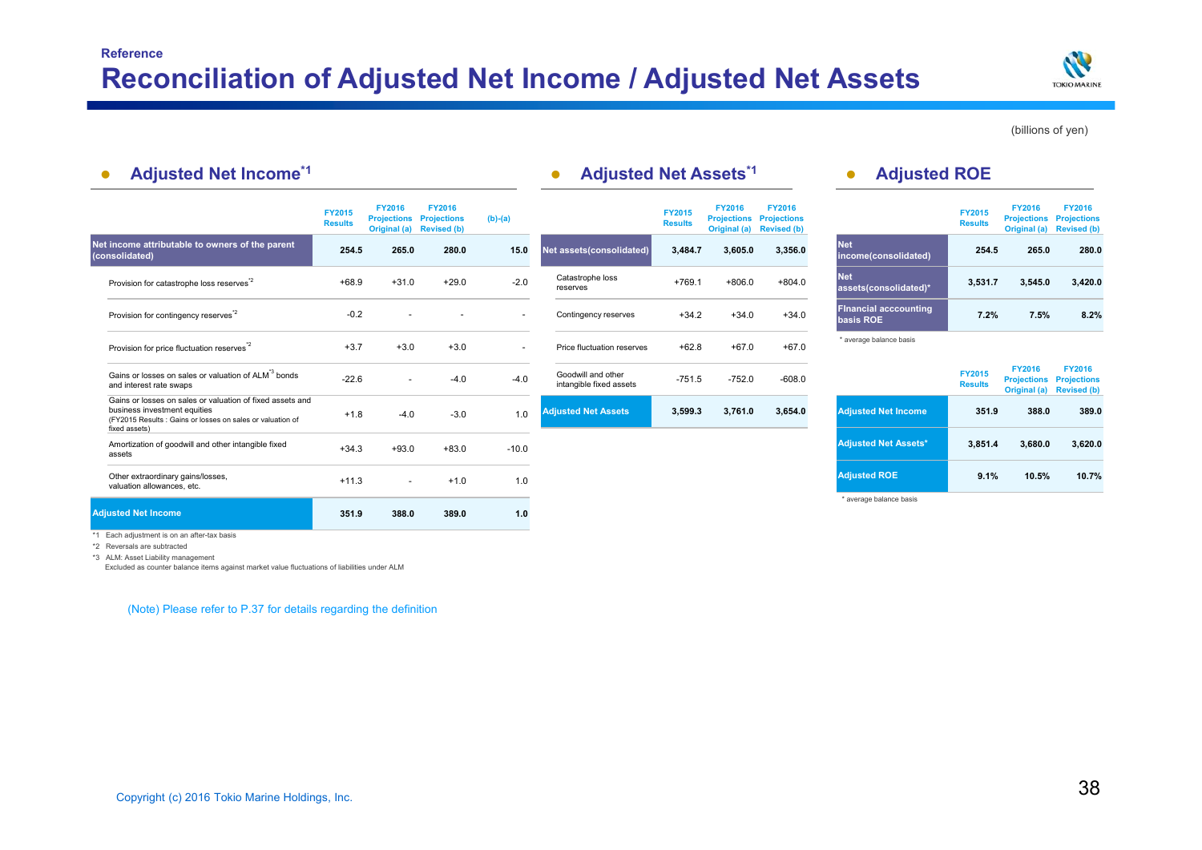Reference

# Reconciliation of Adjusted Net Income / Adjusted Net Assets

(billions of yen)

## Adjusted Net Income[*1]

| | FY2015 Results | FY2016 Projections Original (a) | FY2016 Projections Revised (b) | (b)-(a) |
|---|---|---|---|---|
| **Net income attributable to owners of the parent (consolidated)** | **254.5** | **265.0** | **280.0** | **15.0** |
| Provision for catastrophe loss reserves[*2] | +68.9 | +31.0 | +29.0 | -2.0 |
| Provision for contingency reserves[*2] | -0.2 | - | - | - |
| Provision for price fluctuation reserves[*2] | +3.7 | +3.0 | +3.0 | - |
| Gains or losses on sales or valuation of ALM[*3] bonds and interest rate swaps | -22.6 | - | -4.0 | -4.0 |
| Gains or losses on sales or valuation of fixed assets and business investment equities (FY2015 Results : Gains or losses on sales or valuation of fixed assets) | +1.8 | -4.0 | -3.0 | 1.0 |
| Amortization of goodwill and other intangible fixed assets | +34.3 | +93.0 | +83.0 | -10.0 |
| Other extraordinary gains/losses, valuation allowances, etc. | +11.3 | - | +1.0 | 1.0 |
| **Adjusted Net Income** | **351.9** | **388.0** | **389.0** | **1.0** |

*1 Each adjustment is on an after-tax basis

*2 Reversals are subtracted

*3 ALM: Asset Liability management
Excluded as counter balance items against market value fluctuations of liabilities under ALM

## Adjusted Net Assets[*1]

| | FY2015 Results | FY2016 Projections Original (a) | FY2016 Projections Revised (b) |
|---|---|---|---|
| **Net assets(consolidated)** | **3,484.7** | **3,605.0** | **3,356.0** |
| Catastrophe loss reserves | +769.1 | +806.0 | +804.0 |
| Contingency reserves | +34.2 | +34.0 | +34.0 |
| Price fluctuation reserves | +62.8 | +67.0 | +67.0 |
| Goodwill and other intangible fixed assets | -751.5 | -752.0 | -608.0 |
| **Adjusted Net Assets** | **3,599.3** | **3,761.0** | **3,654.0** |

## Adjusted ROE

| | FY2015 Results | FY2016 Projections Original (a) | FY2016 Projections Revised (b) |
|---|---|---|---|
| **Net income(consolidated)** | **254.5** | **265.0** | **280.0** |
| **Net assets(consolidated)*** | **3,531.7** | **3,545.0** | **3,420.0** |
| **FInancial acccounting basis ROE** | **7.2%** | **7.5%** | **8.2%** |

\* average balance basis

| | FY2015 Results | FY2016 Projections Original (a) | FY2016 Projections Revised (b) |
|---|---|---|---|
| **Adjusted Net Income** | **351.9** | **388.0** | **389.0** |
| **Adjusted Net Assets*** | **3,851.4** | **3,680.0** | **3,620.0** |
| **Adjusted ROE** | **9.1%** | **10.5%** | **10.7%** |

\* average balance basis

(Note) Please refer to P.37 for details regarding the definition

Copyright (c) 2016 Tokio Marine Holdings, Inc.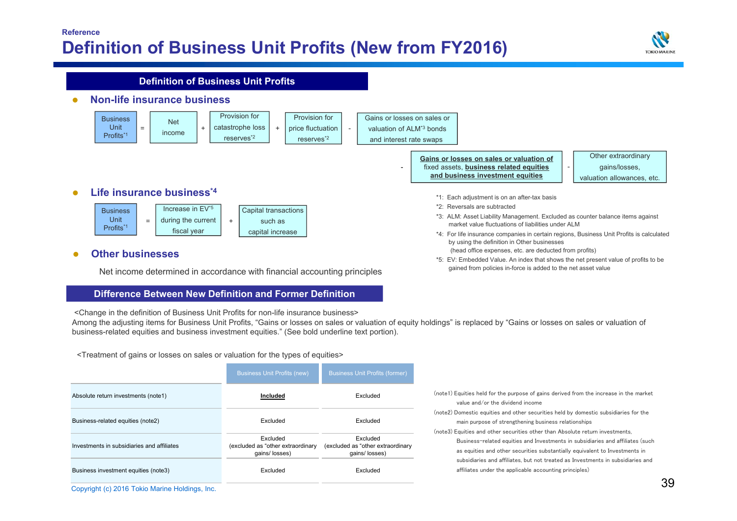Reference

# Definition of Business Unit Profits (New from FY2016)

## Definition of Business Unit Profits

### Non-life insurance business

Business Unit Profits[*1] = Net income + Provision for catastrophe loss reserves[*2] + Provision for price fluctuation reserves[*2] - Gains or losses on sales or valuation of ALM[*3] bonds and interest rate swaps - **<u>Gains or losses on sales or valuation of</u>** fixed assets, **<u>business related equities and business investment equities</u>** - Other extraordinary gains/losses, valuation allowances, etc.

### Life insurance business[*4]

Business Unit Profits[*1] = Increase in EV[*5] during the current fiscal year + Capital transactions such as capital increase

### Other businesses

Net income determined in accordance with financial accounting principles

*1: Each adjustment is on an after-tax basis
*2: Reversals are subtracted
*3: ALM: Asset Liability Management. Excluded as counter balance items against market value fluctuations of liabilities under ALM
*4: For life insurance companies in certain regions, Business Unit Profits is calculated by using the definition in Other businesses (head office expenses, etc. are deducted from profits)
*5: EV: Embedded Value. An index that shows the net present value of profits to be gained from policies in-force is added to the net asset value

## Difference Between New Definition and Former Definition

<Change in the definition of Business Unit Profits for non-life insurance business>
Among the adjusting items for Business Unit Profits, "Gains or losses on sales or valuation of equity holdings" is replaced by "Gains or losses on sales or valuation of business-related equities and business investment equities." (See bold underline text portion).

<Treatment of gains or losses on sales or valuation for the types of equities>

| | Business Unit Profits (new) | Business Unit Profits (former) |
|---|---|---|
| Absolute return investments (note1) | **<u>Included</u>** | Excluded |
| Business-related equities (note2) | Excluded | Excluded |
| Investments in subsidiaries and affiliates | Excluded (excluded as "other extraordinary gains/ losses) | Excluded (excluded as "other extraordinary gains/ losses) |
| Business investment equities (note3) | Excluded | Excluded |

(note1) Equities held for the purpose of gains derived from the increase in the market value and/or the dividend income
(note2) Domestic equities and other securities held by domestic subsidiaries for the main purpose of strengthening business relationships
(note3) Equities and other securities other than Absolute return investments, Business-related equities and Investments in subsidiaries and affiliates (such as equities and other securities substantially equivalent to Investments in subsidiaries and affiliates, but not treated as Investments in subsidiaries and affiliates under the applicable accounting principles)

Copyright (c) 2016 Tokio Marine Holdings, Inc.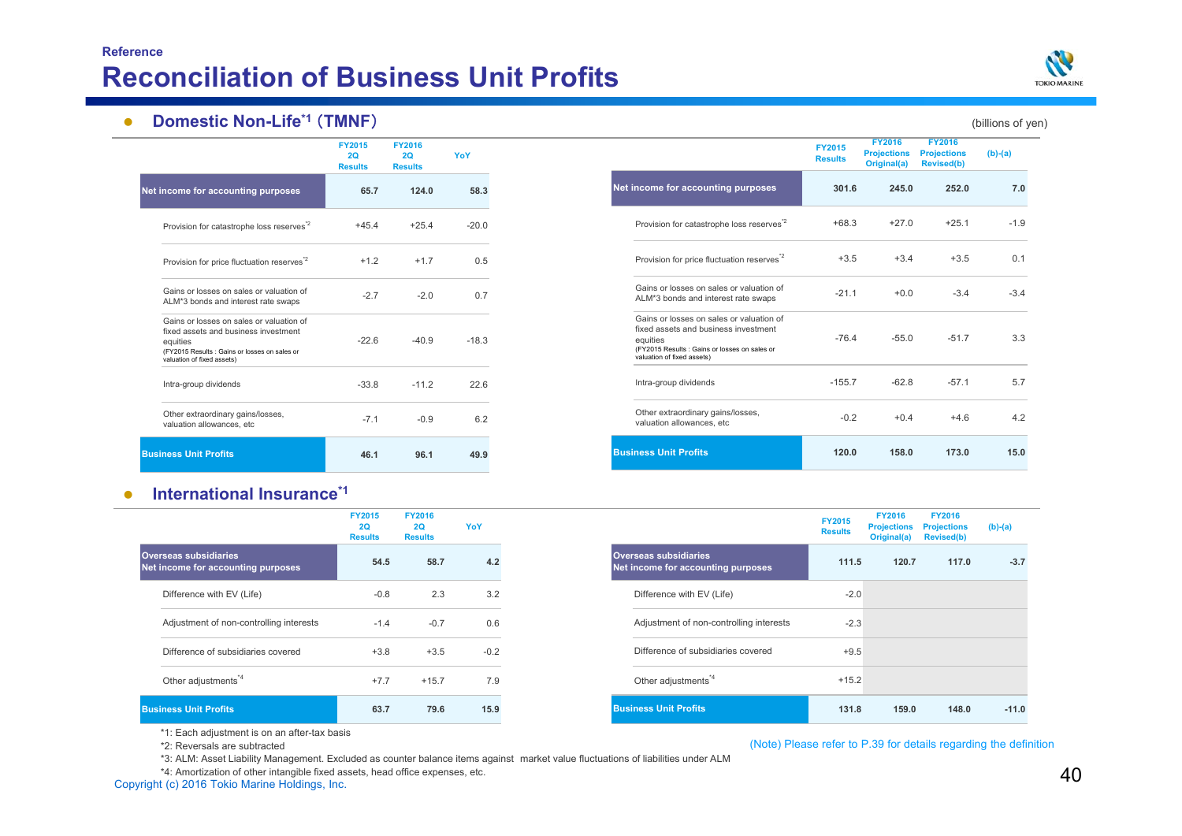Reference

# Reconciliation of Business Unit Profits

(billions of yen)

## Domestic Non-Life[*1] (TMNF)

| | FY2015 2Q Results | FY2016 2Q Results | YoY |
|---|---|---|---|
| **Net income for accounting purposes** | 65.7 | 124.0 | 58.3 |
| Provision for catastrophe loss reserves[*2] | +45.4 | +25.4 | -20.0 |
| Provision for price fluctuation reserves[*2] | +1.2 | +1.7 | 0.5 |
| Gains or losses on sales or valuation of ALM*3 bonds and interest rate swaps | -2.7 | -2.0 | 0.7 |
| Gains or losses on sales or valuation of fixed assets and business investment equities (FY2015 Results : Gains or losses on sales or valuation of fixed assets) | -22.6 | -40.9 | -18.3 |
| Intra-group dividends | -33.8 | -11.2 | 22.6 |
| Other extraordinary gains/losses, valuation allowances, etc | -7.1 | -0.9 | 6.2 |
| **Business Unit Profits** | 46.1 | 96.1 | 49.9 |

| | FY2015 Results | FY2016 Projections Original(a) | FY2016 Projections Revised(b) | (b)-(a) |
|---|---|---|---|---|
| **Net income for accounting purposes** | 301.6 | 245.0 | 252.0 | 7.0 |
| Provision for catastrophe loss reserves[*2] | +68.3 | +27.0 | +25.1 | -1.9 |
| Provision for price fluctuation reserves[*2] | +3.5 | +3.4 | +3.5 | 0.1 |
| Gains or losses on sales or valuation of ALM*3 bonds and interest rate swaps | -21.1 | +0.0 | -3.4 | -3.4 |
| Gains or losses on sales or valuation of fixed assets and business investment equities (FY2015 Results : Gains or losses on sales or valuation of fixed assets) | -76.4 | -55.0 | -51.7 | 3.3 |
| Intra-group dividends | -155.7 | -62.8 | -57.1 | 5.7 |
| Other extraordinary gains/losses, valuation allowances, etc | -0.2 | +0.4 | +4.6 | 4.2 |
| **Business Unit Profits** | 120.0 | 158.0 | 173.0 | 15.0 |

## International Insurance[*1]

| | FY2015 2Q Results | FY2016 2Q Results | YoY |
|---|---|---|---|
| **Overseas subsidiaries Net income for accounting purposes** | 54.5 | 58.7 | 4.2 |
| Difference with EV (Life) | -0.8 | 2.3 | 3.2 |
| Adjustment of non-controlling interests | -1.4 | -0.7 | 0.6 |
| Difference of subsidiaries covered | +3.8 | +3.5 | -0.2 |
| Other adjustments[*4] | +7.7 | +15.7 | 7.9 |
| **Business Unit Profits** | 63.7 | 79.6 | 15.9 |

| | FY2015 Results | FY2016 Projections Original(a) | FY2016 Projections Revised(b) | (b)-(a) |
|---|---|---|---|---|
| **Overseas subsidiaries Net income for accounting purposes** | 111.5 | 120.7 | 117.0 | -3.7 |
| Difference with EV (Life) | -2.0 | | | |
| Adjustment of non-controlling interests | -2.3 | | | |
| Difference of subsidiaries covered | +9.5 | | | |
| Other adjustments[*4] | +15.2 | | | |
| **Business Unit Profits** | 131.8 | 159.0 | 148.0 | -11.0 |

*1: Each adjustment is on an after-tax basis

*2: Reversals are subtracted

*3: ALM: Asset Liability Management. Excluded as counter balance items against market value fluctuations of liabilities under ALM

*4: Amortization of other intangible fixed assets, head office expenses, etc.

(Note) Please refer to P.39 for details regarding the definition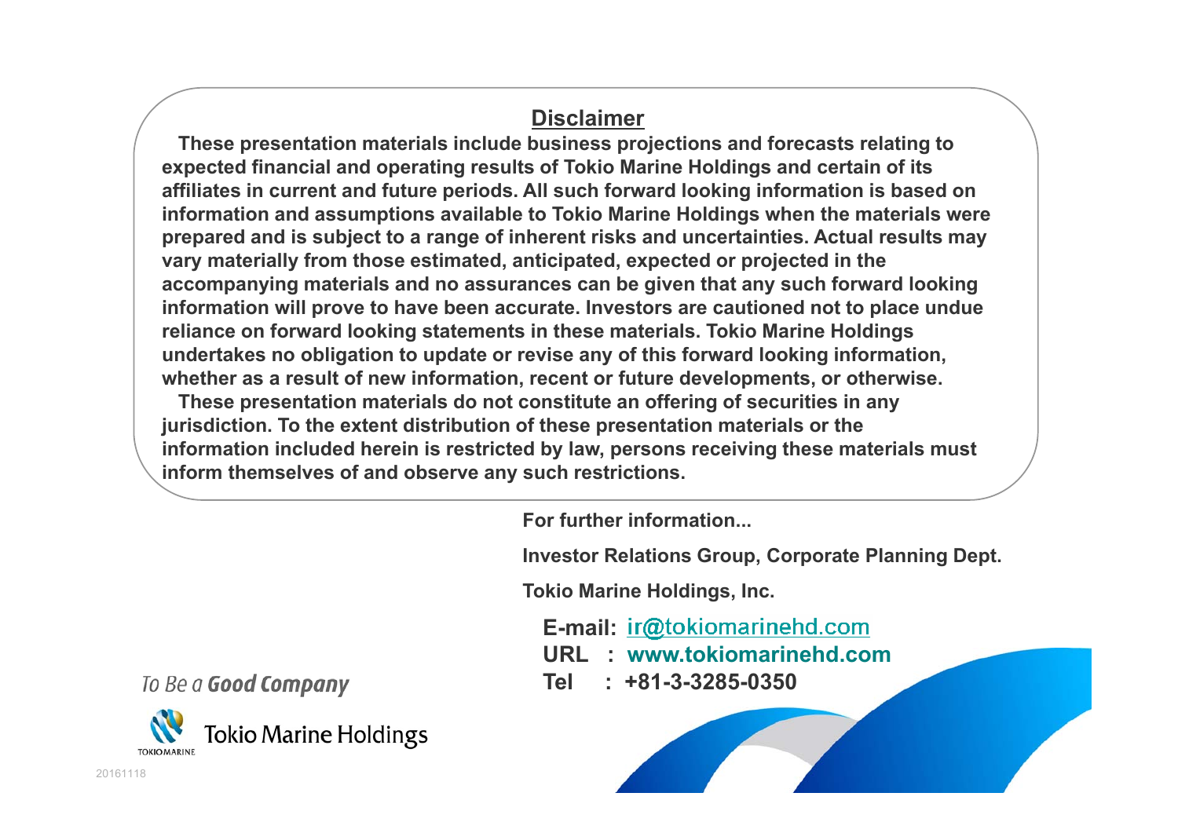## Disclaimer

These presentation materials include business projections and forecasts relating to expected financial and operating results of Tokio Marine Holdings and certain of its affiliates in current and future periods. All such forward looking information is based on information and assumptions available to Tokio Marine Holdings when the materials were prepared and is subject to a range of inherent risks and uncertainties. Actual results may vary materially from those estimated, anticipated, expected or projected in the accompanying materials and no assurances can be given that any such forward looking information will prove to have been accurate. Investors are cautioned not to place undue reliance on forward looking statements in these materials. Tokio Marine Holdings undertakes no obligation to update or revise any of this forward looking information, whether as a result of new information, recent or future developments, or otherwise.

These presentation materials do not constitute an offering of securities in any jurisdiction. To the extent distribution of these presentation materials or the information included herein is restricted by law, persons receiving these materials must inform themselves of and observe any such restrictions.

**For further information...**

**Investor Relations Group, Corporate Planning Dept.**

**Tokio Marine Holdings, Inc.**

**E-mail:** ir@tokiomarinehd.com
**URL :** www.tokiomarinehd.com
**Tel :** +81-3-3285-0350

*To Be a **Good Company***

Tokio Marine Holdings

20161118